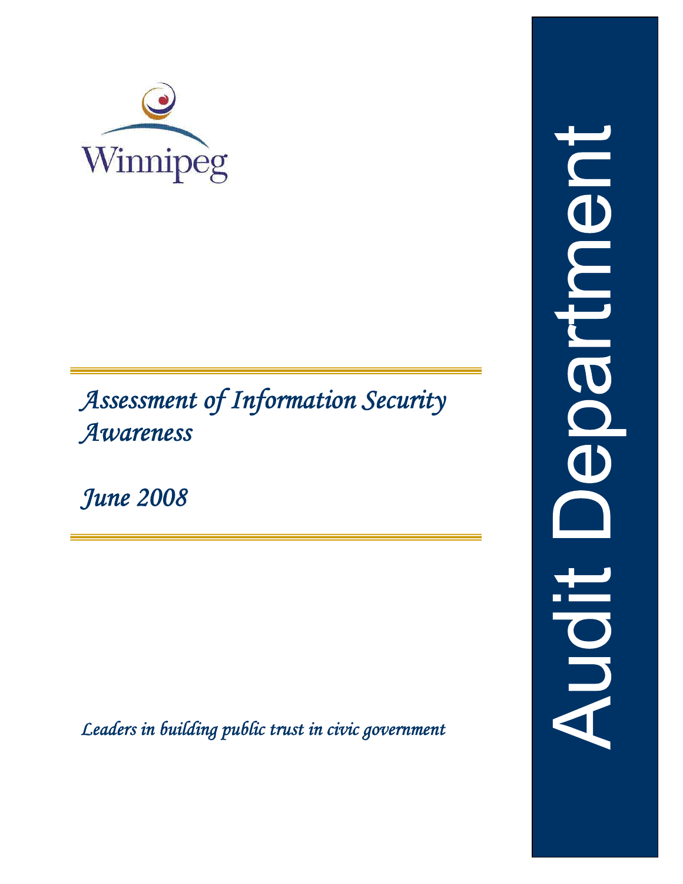Winnipeg

# *Assessment of Information Security Awareness*

*June 2008*

*Leaders in building public trust in civic government*

Audit Department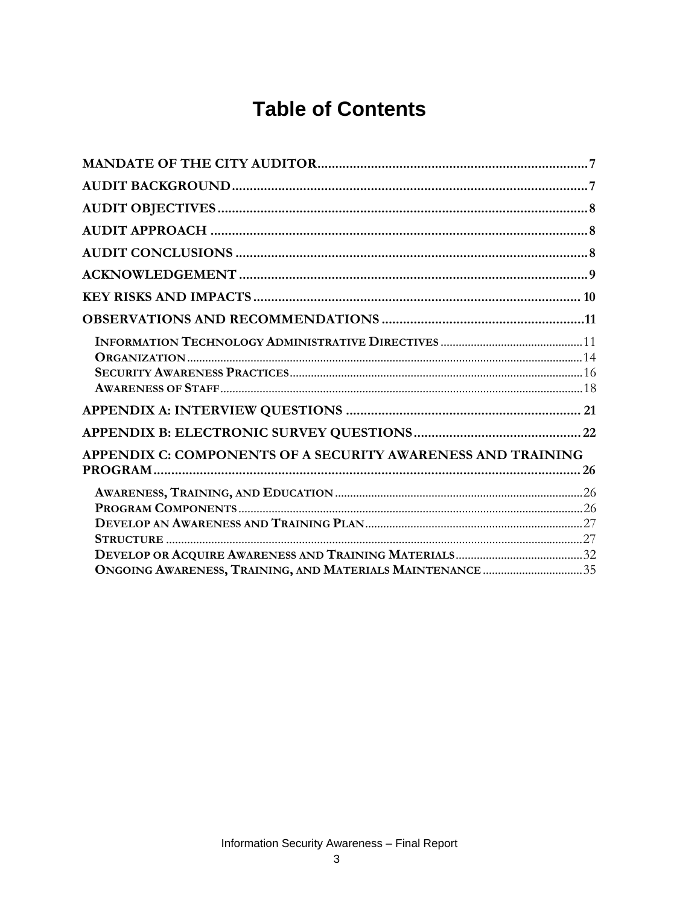# Table of Contents

MANDATE OF THE CITY AUDITOR....7

AUDIT BACKGROUND....7

AUDIT OBJECTIVES....8

AUDIT APPROACH....8

AUDIT CONCLUSIONS....8

ACKNOWLEDGEMENT....9

KEY RISKS AND IMPACTS....10

OBSERVATIONS AND RECOMMENDATIONS....11

- INFORMATION TECHNOLOGY ADMINISTRATIVE DIRECTIVES....11
- ORGANIZATION....14
- SECURITY AWARENESS PRACTICES....16
- AWARENESS OF STAFF....18

APPENDIX A: INTERVIEW QUESTIONS....21

APPENDIX B: ELECTRONIC SURVEY QUESTIONS....22

APPENDIX C: COMPONENTS OF A SECURITY AWARENESS AND TRAINING PROGRAM....26

- AWARENESS, TRAINING, AND EDUCATION....26
- PROGRAM COMPONENTS....26
- DEVELOP AN AWARENESS AND TRAINING PLAN....27
- STRUCTURE....27
- DEVELOP OR ACQUIRE AWARENESS AND TRAINING MATERIALS....32
- ONGOING AWARENESS, TRAINING, AND MATERIALS MAINTENANCE....35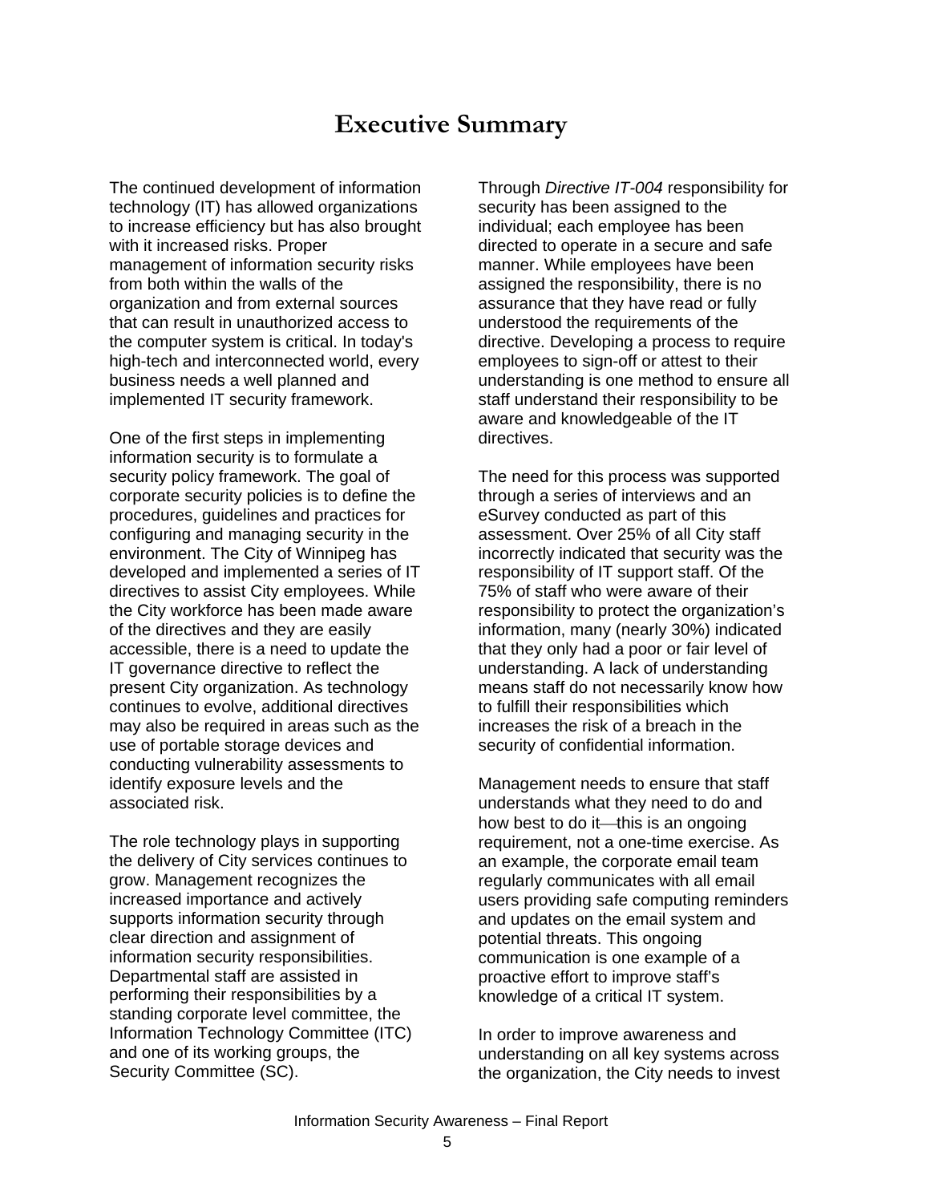# Executive Summary

The continued development of information technology (IT) has allowed organizations to increase efficiency but has also brought with it increased risks. Proper management of information security risks from both within the walls of the organization and from external sources that can result in unauthorized access to the computer system is critical. In today's high-tech and interconnected world, every business needs a well planned and implemented IT security framework.

One of the first steps in implementing information security is to formulate a security policy framework. The goal of corporate security policies is to define the procedures, guidelines and practices for configuring and managing security in the environment. The City of Winnipeg has developed and implemented a series of IT directives to assist City employees. While the City workforce has been made aware of the directives and they are easily accessible, there is a need to update the IT governance directive to reflect the present City organization. As technology continues to evolve, additional directives may also be required in areas such as the use of portable storage devices and conducting vulnerability assessments to identify exposure levels and the associated risk.

The role technology plays in supporting the delivery of City services continues to grow. Management recognizes the increased importance and actively supports information security through clear direction and assignment of information security responsibilities. Departmental staff are assisted in performing their responsibilities by a standing corporate level committee, the Information Technology Committee (ITC) and one of its working groups, the Security Committee (SC).

Through *Directive IT-004* responsibility for security has been assigned to the individual; each employee has been directed to operate in a secure and safe manner. While employees have been assigned the responsibility, there is no assurance that they have read or fully understood the requirements of the directive. Developing a process to require employees to sign-off or attest to their understanding is one method to ensure all staff understand their responsibility to be aware and knowledgeable of the IT directives.

The need for this process was supported through a series of interviews and an eSurvey conducted as part of this assessment. Over 25% of all City staff incorrectly indicated that security was the responsibility of IT support staff. Of the 75% of staff who were aware of their responsibility to protect the organization's information, many (nearly 30%) indicated that they only had a poor or fair level of understanding. A lack of understanding means staff do not necessarily know how to fulfill their responsibilities which increases the risk of a breach in the security of confidential information.

Management needs to ensure that staff understands what they need to do and how best to do it—this is an ongoing requirement, not a one-time exercise. As an example, the corporate email team regularly communicates with all email users providing safe computing reminders and updates on the email system and potential threats. This ongoing communication is one example of a proactive effort to improve staff's knowledge of a critical IT system.

In order to improve awareness and understanding on all key systems across the organization, the City needs to invest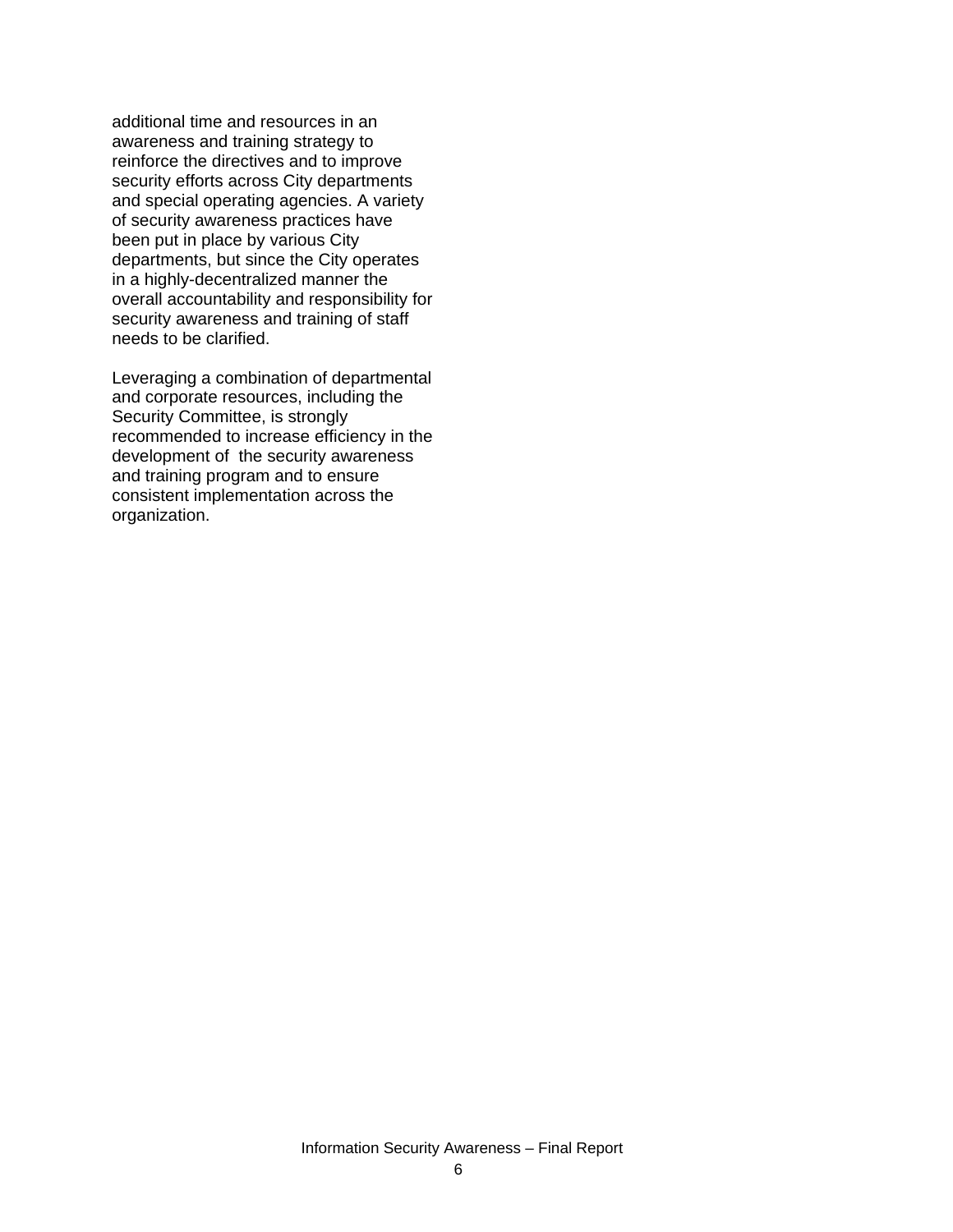additional time and resources in an awareness and training strategy to reinforce the directives and to improve security efforts across City departments and special operating agencies. A variety of security awareness practices have been put in place by various City departments, but since the City operates in a highly-decentralized manner the overall accountability and responsibility for security awareness and training of staff needs to be clarified.

Leveraging a combination of departmental and corporate resources, including the Security Committee, is strongly recommended to increase efficiency in the development of the security awareness and training program and to ensure consistent implementation across the organization.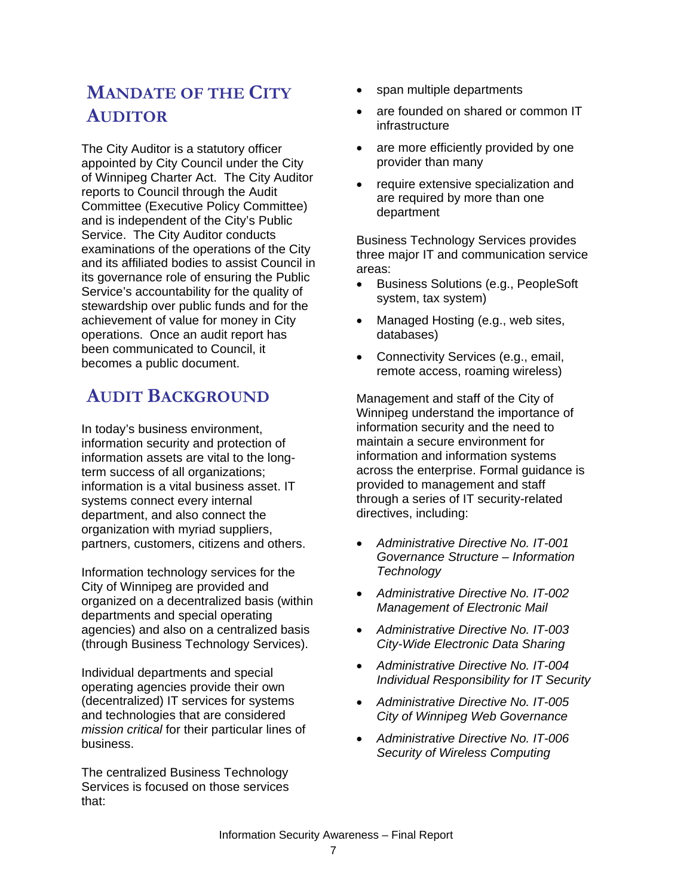## Mandate of the City Auditor

The City Auditor is a statutory officer appointed by City Council under the City of Winnipeg Charter Act. The City Auditor reports to Council through the Audit Committee (Executive Policy Committee) and is independent of the City's Public Service. The City Auditor conducts examinations of the operations of the City and its affiliated bodies to assist Council in its governance role of ensuring the Public Service's accountability for the quality of stewardship over public funds and for the achievement of value for money in City operations. Once an audit report has been communicated to Council, it becomes a public document.

## Audit Background

In today's business environment, information security and protection of information assets are vital to the long-term success of all organizations; information is a vital business asset. IT systems connect every internal department, and also connect the organization with myriad suppliers, partners, customers, citizens and others.

Information technology services for the City of Winnipeg are provided and organized on a decentralized basis (within departments and special operating agencies) and also on a centralized basis (through Business Technology Services).

Individual departments and special operating agencies provide their own (decentralized) IT services for systems and technologies that are considered *mission critical* for their particular lines of business.

The centralized Business Technology Services is focused on those services that:

- span multiple departments
- are founded on shared or common IT infrastructure
- are more efficiently provided by one provider than many
- require extensive specialization and are required by more than one department

Business Technology Services provides three major IT and communication service areas:

- Business Solutions (e.g., PeopleSoft system, tax system)
- Managed Hosting (e.g., web sites, databases)
- Connectivity Services (e.g., email, remote access, roaming wireless)

Management and staff of the City of Winnipeg understand the importance of information security and the need to maintain a secure environment for information and information systems across the enterprise. Formal guidance is provided to management and staff through a series of IT security-related directives, including:

- *Administrative Directive No. IT-001 Governance Structure – Information Technology*
- *Administrative Directive No. IT-002 Management of Electronic Mail*
- *Administrative Directive No. IT-003 City-Wide Electronic Data Sharing*
- *Administrative Directive No. IT-004 Individual Responsibility for IT Security*
- *Administrative Directive No. IT-005 City of Winnipeg Web Governance*
- *Administrative Directive No. IT-006 Security of Wireless Computing*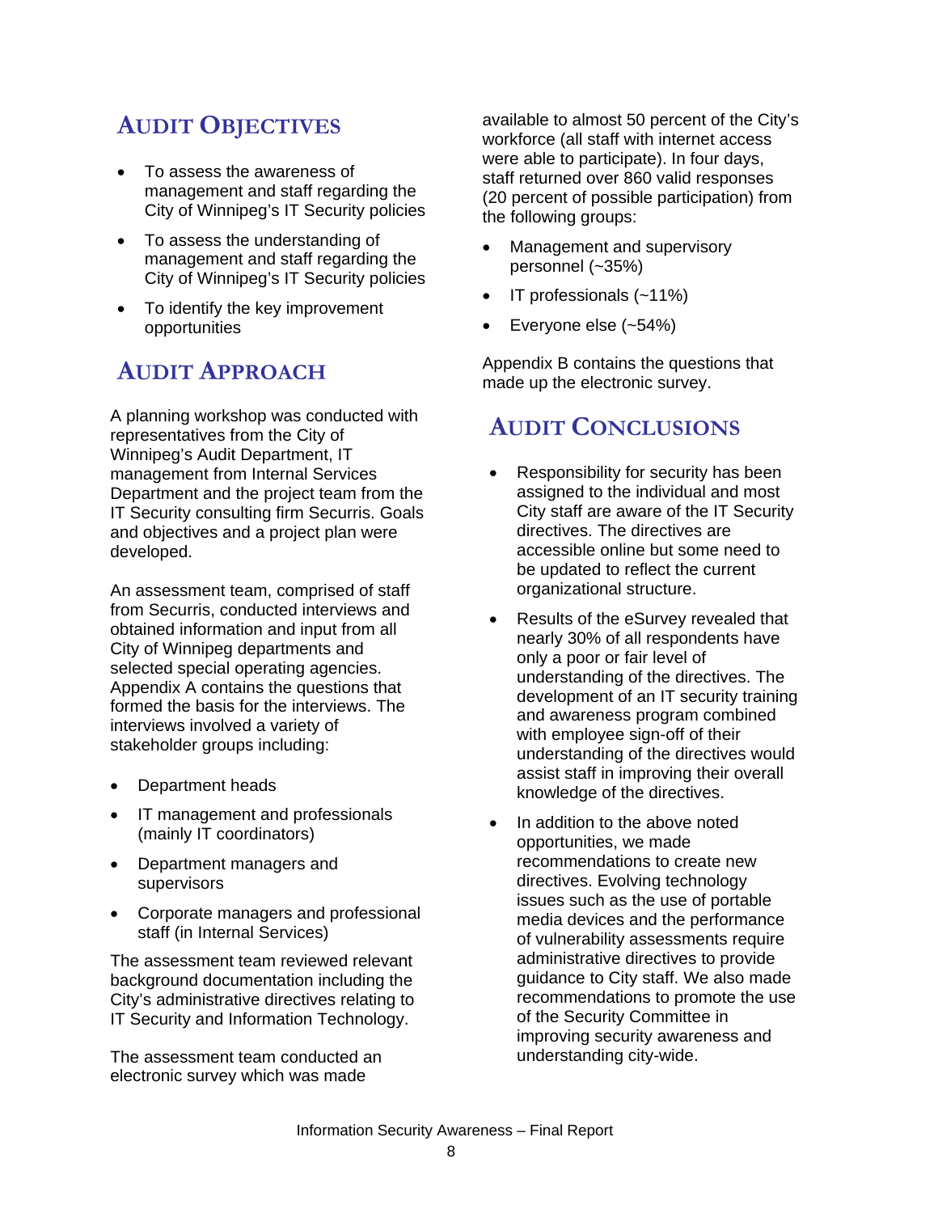## Audit Objectives

- To assess the awareness of management and staff regarding the City of Winnipeg's IT Security policies
- To assess the understanding of management and staff regarding the City of Winnipeg's IT Security policies
- To identify the key improvement opportunities

## Audit Approach

A planning workshop was conducted with representatives from the City of Winnipeg's Audit Department, IT management from Internal Services Department and the project team from the IT Security consulting firm Securris. Goals and objectives and a project plan were developed.

An assessment team, comprised of staff from Securris, conducted interviews and obtained information and input from all City of Winnipeg departments and selected special operating agencies. Appendix A contains the questions that formed the basis for the interviews. The interviews involved a variety of stakeholder groups including:

- Department heads
- IT management and professionals (mainly IT coordinators)
- Department managers and supervisors
- Corporate managers and professional staff (in Internal Services)

The assessment team reviewed relevant background documentation including the City's administrative directives relating to IT Security and Information Technology.

The assessment team conducted an electronic survey which was made available to almost 50 percent of the City's workforce (all staff with internet access were able to participate). In four days, staff returned over 860 valid responses (20 percent of possible participation) from the following groups:

- Management and supervisory personnel (~35%)
- IT professionals (~11%)
- Everyone else (~54%)

Appendix B contains the questions that made up the electronic survey.

## Audit Conclusions

- Responsibility for security has been assigned to the individual and most City staff are aware of the IT Security directives. The directives are accessible online but some need to be updated to reflect the current organizational structure.
- Results of the eSurvey revealed that nearly 30% of all respondents have only a poor or fair level of understanding of the directives. The development of an IT security training and awareness program combined with employee sign-off of their understanding of the directives would assist staff in improving their overall knowledge of the directives.
- In addition to the above noted opportunities, we made recommendations to create new directives. Evolving technology issues such as the use of portable media devices and the performance of vulnerability assessments require administrative directives to provide guidance to City staff. We also made recommendations to promote the use of the Security Committee in improving security awareness and understanding city-wide.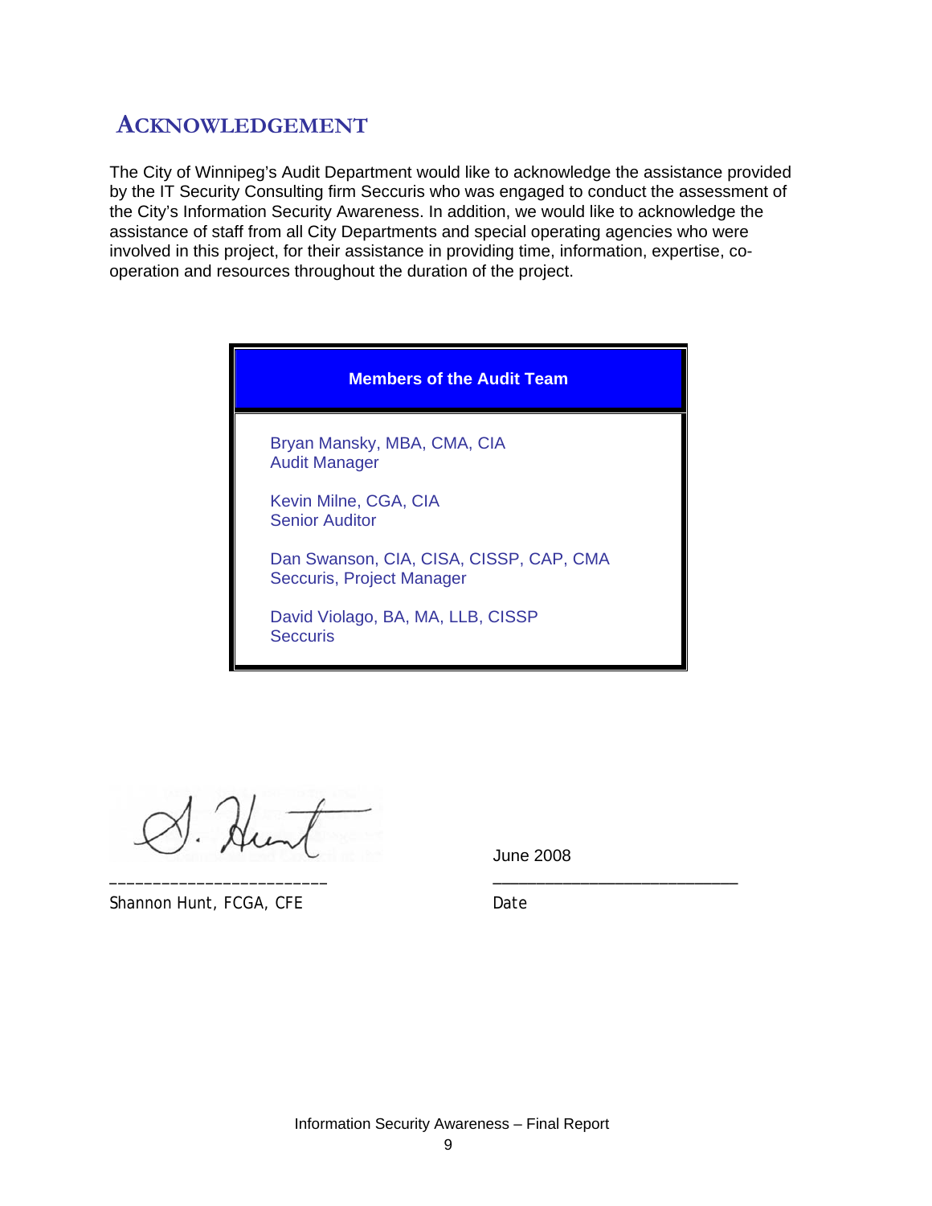# ACKNOWLEDGEMENT

The City of Winnipeg's Audit Department would like to acknowledge the assistance provided by the IT Security Consulting firm Seccuris who was engaged to conduct the assessment of the City's Information Security Awareness. In addition, we would like to acknowledge the assistance of staff from all City Departments and special operating agencies who were involved in this project, for their assistance in providing time, information, expertise, co-operation and resources throughout the duration of the project.

| Members of the Audit Team |
| --- |
| Bryan Mansky, MBA, CMA, CIA<br>Audit Manager<br><br>Kevin Milne, CGA, CIA<br>Senior Auditor<br><br>Dan Swanson, CIA, CISA, CISSP, CAP, CMA<br>Seccuris, Project Manager<br><br>David Violago, BA, MA, LLB, CISSP<br>Seccuris |

________________________
Shannon Hunt, FCGA, CFE

June 2008
________________________
Date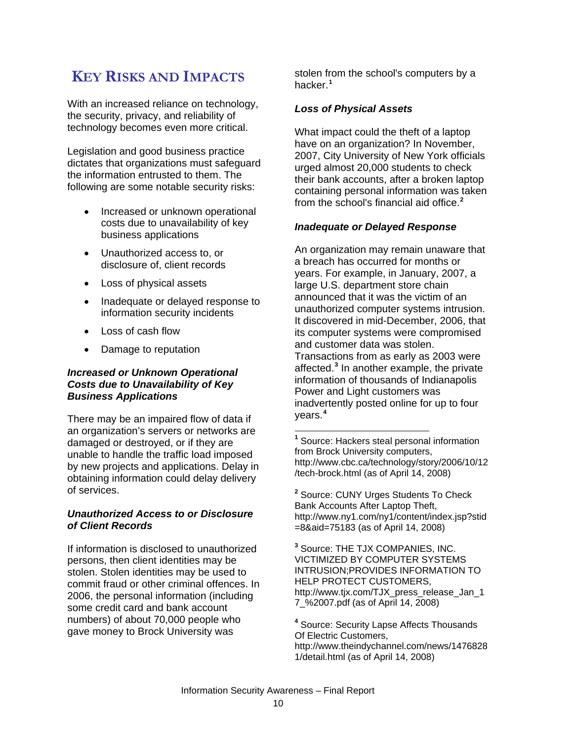## KEY RISKS AND IMPACTS

With an increased reliance on technology, the security, privacy, and reliability of technology becomes even more critical.

Legislation and good business practice dictates that organizations must safeguard the information entrusted to them. The following are some notable security risks:

- Increased or unknown operational costs due to unavailability of key business applications
- Unauthorized access to, or disclosure of, client records
- Loss of physical assets
- Inadequate or delayed response to information security incidents
- Loss of cash flow
- Damage to reputation

***Increased or Unknown Operational Costs due to Unavailability of Key Business Applications***

There may be an impaired flow of data if an organization's servers or networks are damaged or destroyed, or if they are unable to handle the traffic load imposed by new projects and applications. Delay in obtaining information could delay delivery of services.

***Unauthorized Access to or Disclosure of Client Records***

If information is disclosed to unauthorized persons, then client identities may be stolen. Stolen identities may be used to commit fraud or other criminal offences. In 2006, the personal information (including some credit card and bank account numbers) of about 70,000 people who gave money to Brock University was stolen from the school's computers by a hacker.[1]

***Loss of Physical Assets***

What impact could the theft of a laptop have on an organization? In November, 2007, City University of New York officials urged almost 20,000 students to check their bank accounts, after a broken laptop containing personal information was taken from the school's financial aid office.[2]

***Inadequate or Delayed Response***

An organization may remain unaware that a breach has occurred for months or years. For example, in January, 2007, a large U.S. department store chain announced that it was the victim of an unauthorized computer systems intrusion. It discovered in mid-December, 2006, that its computer systems were compromised and customer data was stolen. Transactions from as early as 2003 were affected.[3] In another example, the private information of thousands of Indianapolis Power and Light customers was inadvertently posted online for up to four years.[4]

---

[1] Source: Hackers steal personal information from Brock University computers, http://www.cbc.ca/technology/story/2006/10/12/tech-brock.html (as of April 14, 2008)

[2] Source: CUNY Urges Students To Check Bank Accounts After Laptop Theft, http://www.ny1.com/ny1/content/index.jsp?stid=8&aid=75183 (as of April 14, 2008)

[3] Source: THE TJX COMPANIES, INC. VICTIMIZED BY COMPUTER SYSTEMS INTRUSION;PROVIDES INFORMATION TO HELP PROTECT CUSTOMERS, http://www.tjx.com/TJX_press_release_Jan_17_%2007.pdf (as of April 14, 2008)

[4] Source: Security Lapse Affects Thousands Of Electric Customers, http://www.theindychannel.com/news/14768281/detail.html (as of April 14, 2008)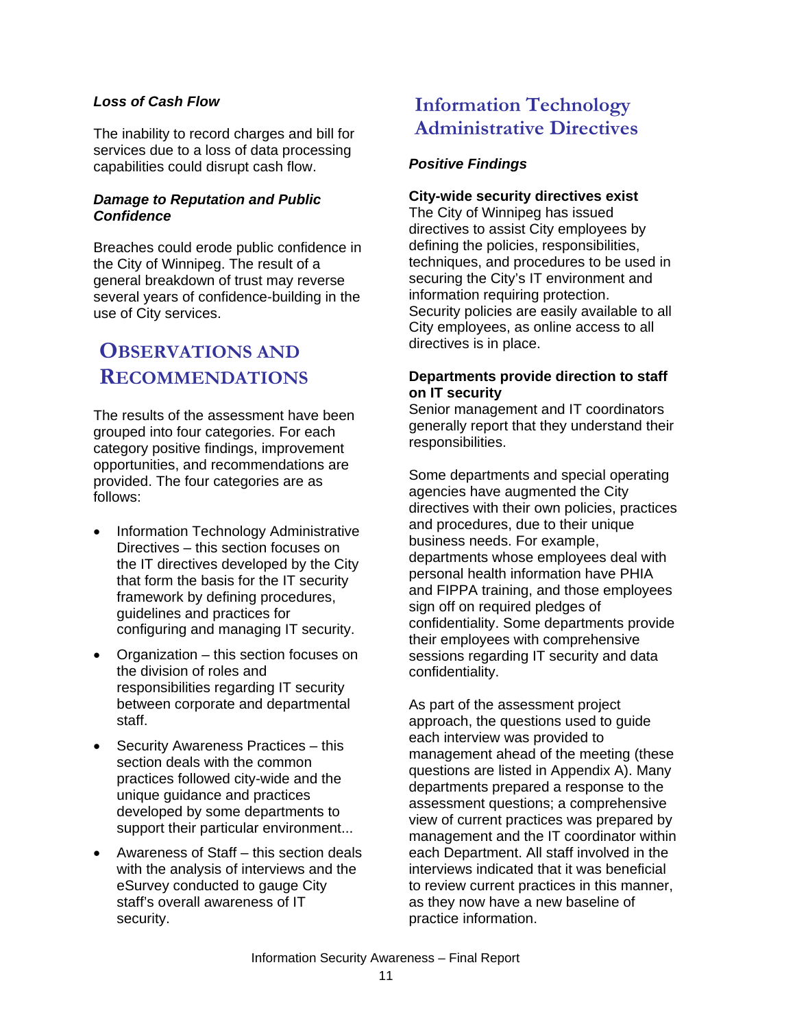#### *Loss of Cash Flow*

The inability to record charges and bill for services due to a loss of data processing capabilities could disrupt cash flow.

#### *Damage to Reputation and Public Confidence*

Breaches could erode public confidence in the City of Winnipeg. The result of a general breakdown of trust may reverse several years of confidence-building in the use of City services.

## Observations and Recommendations

The results of the assessment have been grouped into four categories. For each category positive findings, improvement opportunities, and recommendations are provided. The four categories are as follows:

- Information Technology Administrative Directives – this section focuses on the IT directives developed by the City that form the basis for the IT security framework by defining procedures, guidelines and practices for configuring and managing IT security.
- Organization – this section focuses on the division of roles and responsibilities regarding IT security between corporate and departmental staff.
- Security Awareness Practices – this section deals with the common practices followed city-wide and the unique guidance and practices developed by some departments to support their particular environment...
- Awareness of Staff – this section deals with the analysis of interviews and the eSurvey conducted to gauge City staff's overall awareness of IT security.

## Information Technology Administrative Directives

### *Positive Findings*

**City-wide security directives exist**
The City of Winnipeg has issued directives to assist City employees by defining the policies, responsibilities, techniques, and procedures to be used in securing the City's IT environment and information requiring protection. Security policies are easily available to all City employees, as online access to all directives is in place.

**Departments provide direction to staff on IT security**
Senior management and IT coordinators generally report that they understand their responsibilities.

Some departments and special operating agencies have augmented the City directives with their own policies, practices and procedures, due to their unique business needs. For example, departments whose employees deal with personal health information have PHIA and FIPPA training, and those employees sign off on required pledges of confidentiality. Some departments provide their employees with comprehensive sessions regarding IT security and data confidentiality.

As part of the assessment project approach, the questions used to guide each interview was provided to management ahead of the meeting (these questions are listed in Appendix A). Many departments prepared a response to the assessment questions; a comprehensive view of current practices was prepared by management and the IT coordinator within each Department. All staff involved in the interviews indicated that it was beneficial to review current practices in this manner, as they now have a new baseline of practice information.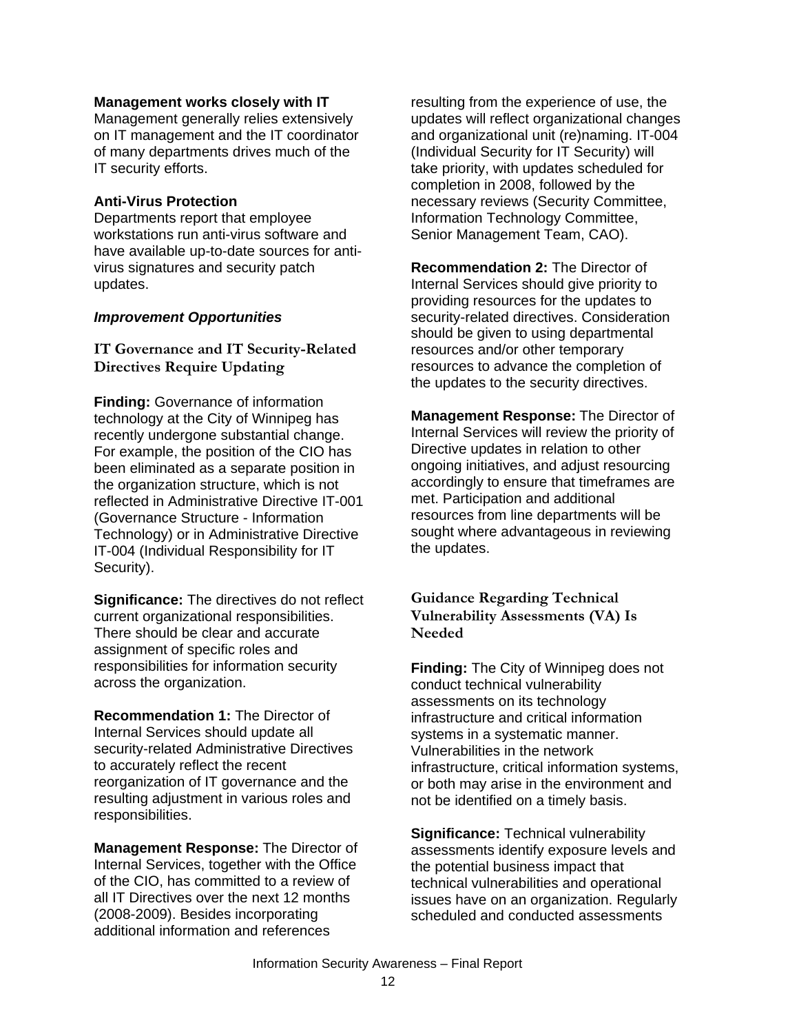**Management works closely with IT**
Management generally relies extensively on IT management and the IT coordinator of many departments drives much of the IT security efforts.

**Anti-Virus Protection**
Departments report that employee workstations run anti-virus software and have available up-to-date sources for anti-virus signatures and security patch updates.

***Improvement Opportunities***

### IT Governance and IT Security-Related Directives Require Updating

**Finding:** Governance of information technology at the City of Winnipeg has recently undergone substantial change. For example, the position of the CIO has been eliminated as a separate position in the organization structure, which is not reflected in Administrative Directive IT-001 (Governance Structure - Information Technology) or in Administrative Directive IT-004 (Individual Responsibility for IT Security).

**Significance:** The directives do not reflect current organizational responsibilities. There should be clear and accurate assignment of specific roles and responsibilities for information security across the organization.

**Recommendation 1:** The Director of Internal Services should update all security-related Administrative Directives to accurately reflect the recent reorganization of IT governance and the resulting adjustment in various roles and responsibilities.

**Management Response:** The Director of Internal Services, together with the Office of the CIO, has committed to a review of all IT Directives over the next 12 months (2008-2009). Besides incorporating additional information and references resulting from the experience of use, the updates will reflect organizational changes and organizational unit (re)naming. IT-004 (Individual Security for IT Security) will take priority, with updates scheduled for completion in 2008, followed by the necessary reviews (Security Committee, Information Technology Committee, Senior Management Team, CAO).

**Recommendation 2:** The Director of Internal Services should give priority to providing resources for the updates to security-related directives. Consideration should be given to using departmental resources and/or other temporary resources to advance the completion of the updates to the security directives.

**Management Response:** The Director of Internal Services will review the priority of Directive updates in relation to other ongoing initiatives, and adjust resourcing accordingly to ensure that timeframes are met. Participation and additional resources from line departments will be sought where advantageous in reviewing the updates.

### Guidance Regarding Technical Vulnerability Assessments (VA) Is Needed

**Finding:** The City of Winnipeg does not conduct technical vulnerability assessments on its technology infrastructure and critical information systems in a systematic manner. Vulnerabilities in the network infrastructure, critical information systems, or both may arise in the environment and not be identified on a timely basis.

**Significance:** Technical vulnerability assessments identify exposure levels and the potential business impact that technical vulnerabilities and operational issues have on an organization. Regularly scheduled and conducted assessments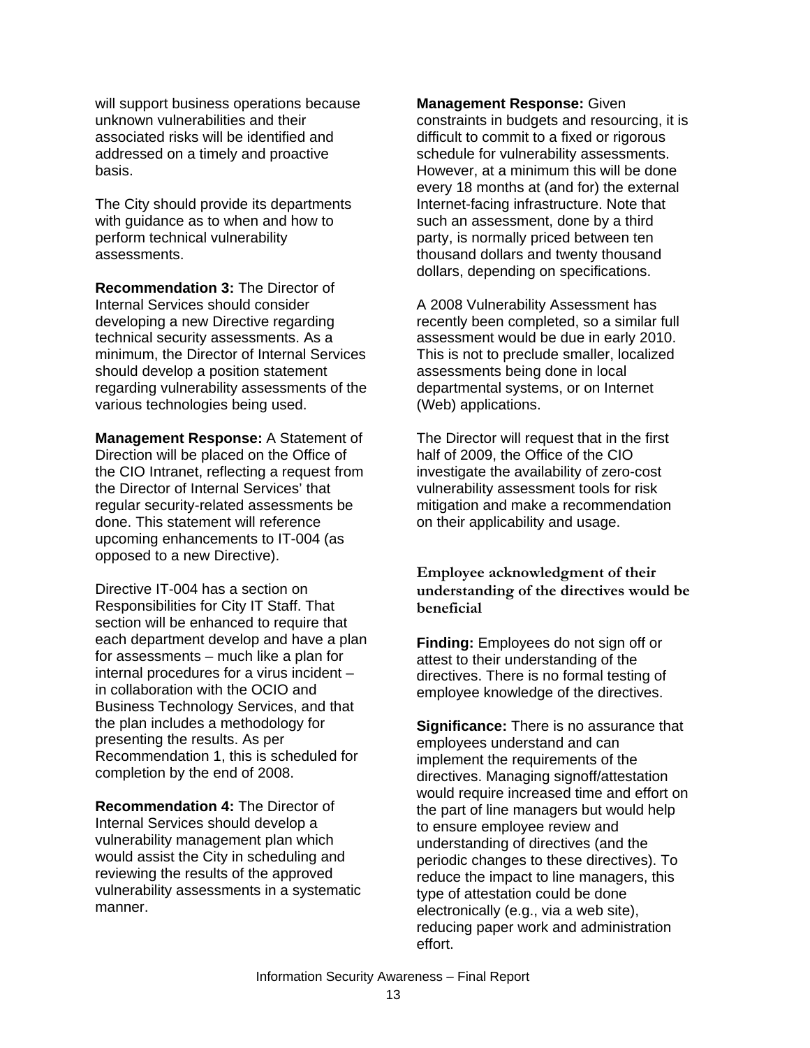will support business operations because unknown vulnerabilities and their associated risks will be identified and addressed on a timely and proactive basis.

The City should provide its departments with guidance as to when and how to perform technical vulnerability assessments.

**Recommendation 3:** The Director of Internal Services should consider developing a new Directive regarding technical security assessments. As a minimum, the Director of Internal Services should develop a position statement regarding vulnerability assessments of the various technologies being used.

**Management Response:** A Statement of Direction will be placed on the Office of the CIO Intranet, reflecting a request from the Director of Internal Services' that regular security-related assessments be done. This statement will reference upcoming enhancements to IT-004 (as opposed to a new Directive).

Directive IT-004 has a section on Responsibilities for City IT Staff. That section will be enhanced to require that each department develop and have a plan for assessments – much like a plan for internal procedures for a virus incident – in collaboration with the OCIO and Business Technology Services, and that the plan includes a methodology for presenting the results. As per Recommendation 1, this is scheduled for completion by the end of 2008.

**Recommendation 4:** The Director of Internal Services should develop a vulnerability management plan which would assist the City in scheduling and reviewing the results of the approved vulnerability assessments in a systematic manner.

**Management Response:** Given constraints in budgets and resourcing, it is difficult to commit to a fixed or rigorous schedule for vulnerability assessments. However, at a minimum this will be done every 18 months at (and for) the external Internet-facing infrastructure. Note that such an assessment, done by a third party, is normally priced between ten thousand dollars and twenty thousand dollars, depending on specifications.

A 2008 Vulnerability Assessment has recently been completed, so a similar full assessment would be due in early 2010. This is not to preclude smaller, localized assessments being done in local departmental systems, or on Internet (Web) applications.

The Director will request that in the first half of 2009, the Office of the CIO investigate the availability of zero-cost vulnerability assessment tools for risk mitigation and make a recommendation on their applicability and usage.

### Employee acknowledgment of their understanding of the directives would be beneficial

**Finding:** Employees do not sign off or attest to their understanding of the directives. There is no formal testing of employee knowledge of the directives.

**Significance:** There is no assurance that employees understand and can implement the requirements of the directives. Managing signoff/attestation would require increased time and effort on the part of line managers but would help to ensure employee review and understanding of directives (and the periodic changes to these directives). To reduce the impact to line managers, this type of attestation could be done electronically (e.g., via a web site), reducing paper work and administration effort.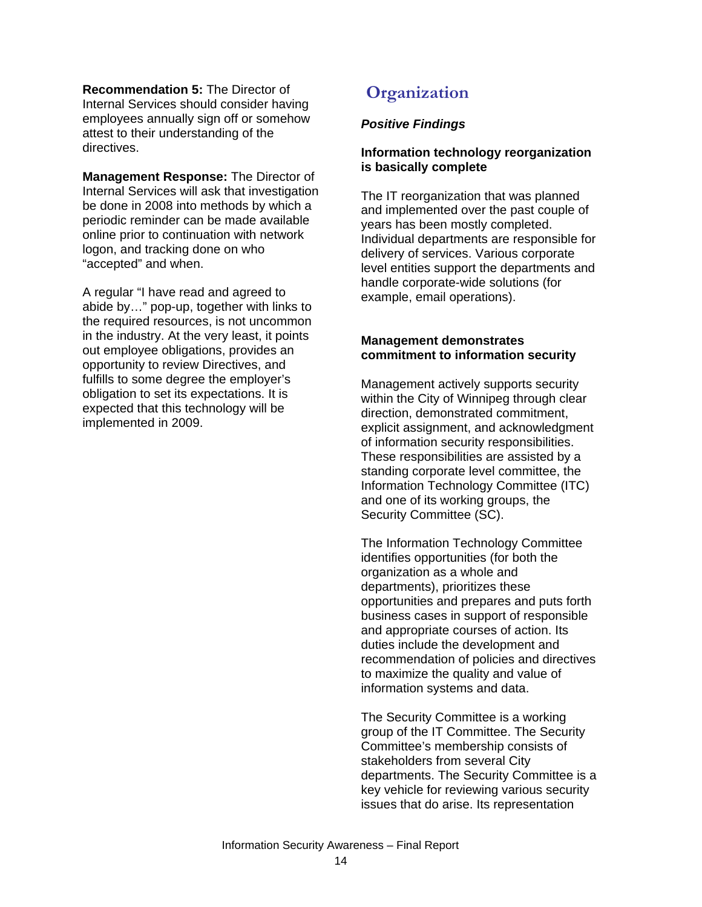**Recommendation 5:** The Director of Internal Services should consider having employees annually sign off or somehow attest to their understanding of the directives.

**Management Response:** The Director of Internal Services will ask that investigation be done in 2008 into methods by which a periodic reminder can be made available online prior to continuation with network logon, and tracking done on who "accepted" and when.

A regular "I have read and agreed to abide by…" pop-up, together with links to the required resources, is not uncommon in the industry. At the very least, it points out employee obligations, provides an opportunity to review Directives, and fulfills to some degree the employer's obligation to set its expectations. It is expected that this technology will be implemented in 2009.

## Organization

***Positive Findings***

**Information technology reorganization is basically complete**

The IT reorganization that was planned and implemented over the past couple of years has been mostly completed. Individual departments are responsible for delivery of services. Various corporate level entities support the departments and handle corporate-wide solutions (for example, email operations).

**Management demonstrates commitment to information security**

Management actively supports security within the City of Winnipeg through clear direction, demonstrated commitment, explicit assignment, and acknowledgment of information security responsibilities. These responsibilities are assisted by a standing corporate level committee, the Information Technology Committee (ITC) and one of its working groups, the Security Committee (SC).

The Information Technology Committee identifies opportunities (for both the organization as a whole and departments), prioritizes these opportunities and prepares and puts forth business cases in support of responsible and appropriate courses of action. Its duties include the development and recommendation of policies and directives to maximize the quality and value of information systems and data.

The Security Committee is a working group of the IT Committee. The Security Committee's membership consists of stakeholders from several City departments. The Security Committee is a key vehicle for reviewing various security issues that do arise. Its representation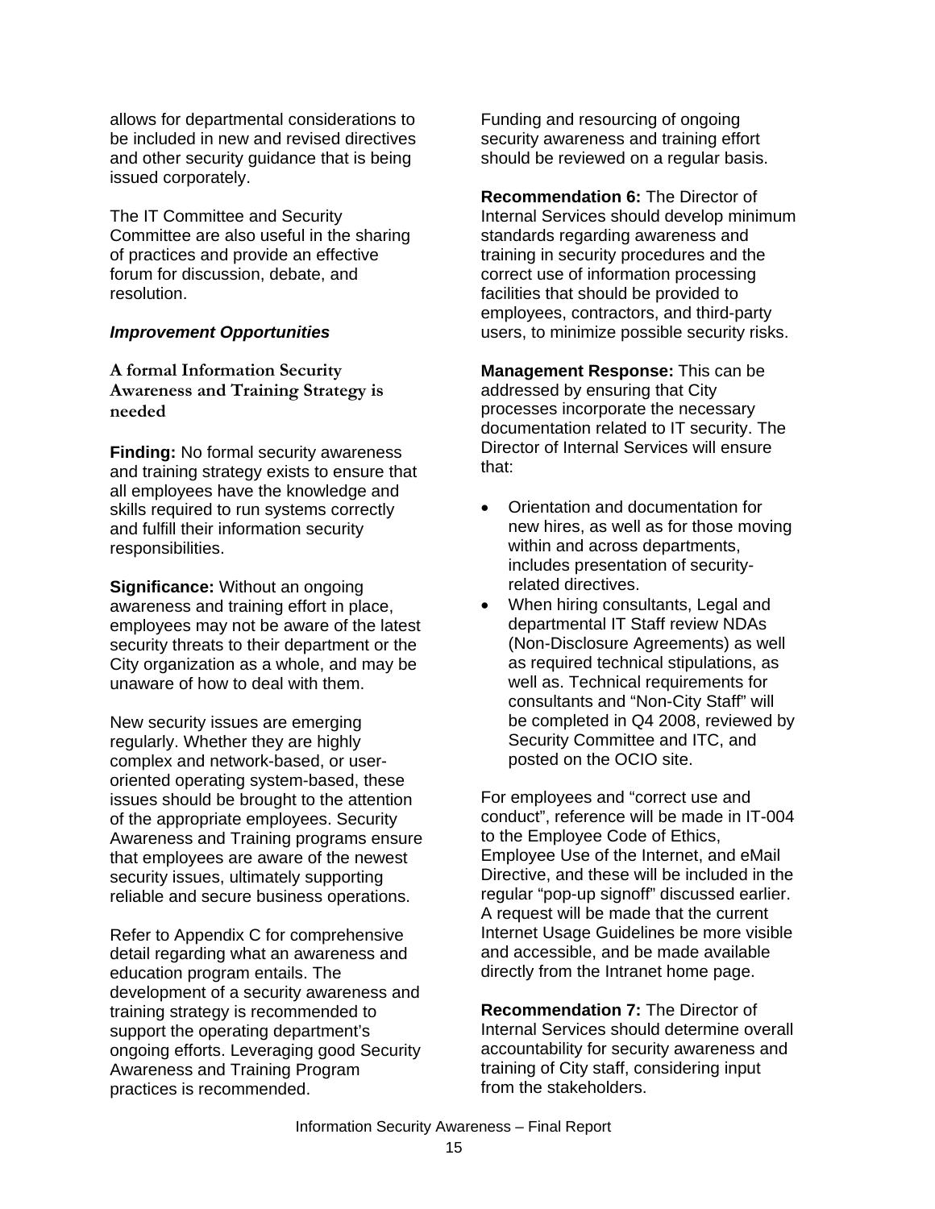allows for departmental considerations to be included in new and revised directives and other security guidance that is being issued corporately.

The IT Committee and Security Committee are also useful in the sharing of practices and provide an effective forum for discussion, debate, and resolution.

### *Improvement Opportunities*

#### A formal Information Security Awareness and Training Strategy is needed

**Finding:** No formal security awareness and training strategy exists to ensure that all employees have the knowledge and skills required to run systems correctly and fulfill their information security responsibilities.

**Significance:** Without an ongoing awareness and training effort in place, employees may not be aware of the latest security threats to their department or the City organization as a whole, and may be unaware of how to deal with them.

New security issues are emerging regularly. Whether they are highly complex and network-based, or user-oriented operating system-based, these issues should be brought to the attention of the appropriate employees. Security Awareness and Training programs ensure that employees are aware of the newest security issues, ultimately supporting reliable and secure business operations.

Refer to Appendix C for comprehensive detail regarding what an awareness and education program entails. The development of a security awareness and training strategy is recommended to support the operating department's ongoing efforts. Leveraging good Security Awareness and Training Program practices is recommended.

Funding and resourcing of ongoing security awareness and training effort should be reviewed on a regular basis.

**Recommendation 6:** The Director of Internal Services should develop minimum standards regarding awareness and training in security procedures and the correct use of information processing facilities that should be provided to employees, contractors, and third-party users, to minimize possible security risks.

**Management Response:** This can be addressed by ensuring that City processes incorporate the necessary documentation related to IT security. The Director of Internal Services will ensure that:

- Orientation and documentation for new hires, as well as for those moving within and across departments, includes presentation of security-related directives.
- When hiring consultants, Legal and departmental IT Staff review NDAs (Non-Disclosure Agreements) as well as required technical stipulations, as well as. Technical requirements for consultants and "Non-City Staff" will be completed in Q4 2008, reviewed by Security Committee and ITC, and posted on the OCIO site.

For employees and "correct use and conduct", reference will be made in IT-004 to the Employee Code of Ethics, Employee Use of the Internet, and eMail Directive, and these will be included in the regular "pop-up signoff" discussed earlier. A request will be made that the current Internet Usage Guidelines be more visible and accessible, and be made available directly from the Intranet home page.

**Recommendation 7:** The Director of Internal Services should determine overall accountability for security awareness and training of City staff, considering input from the stakeholders.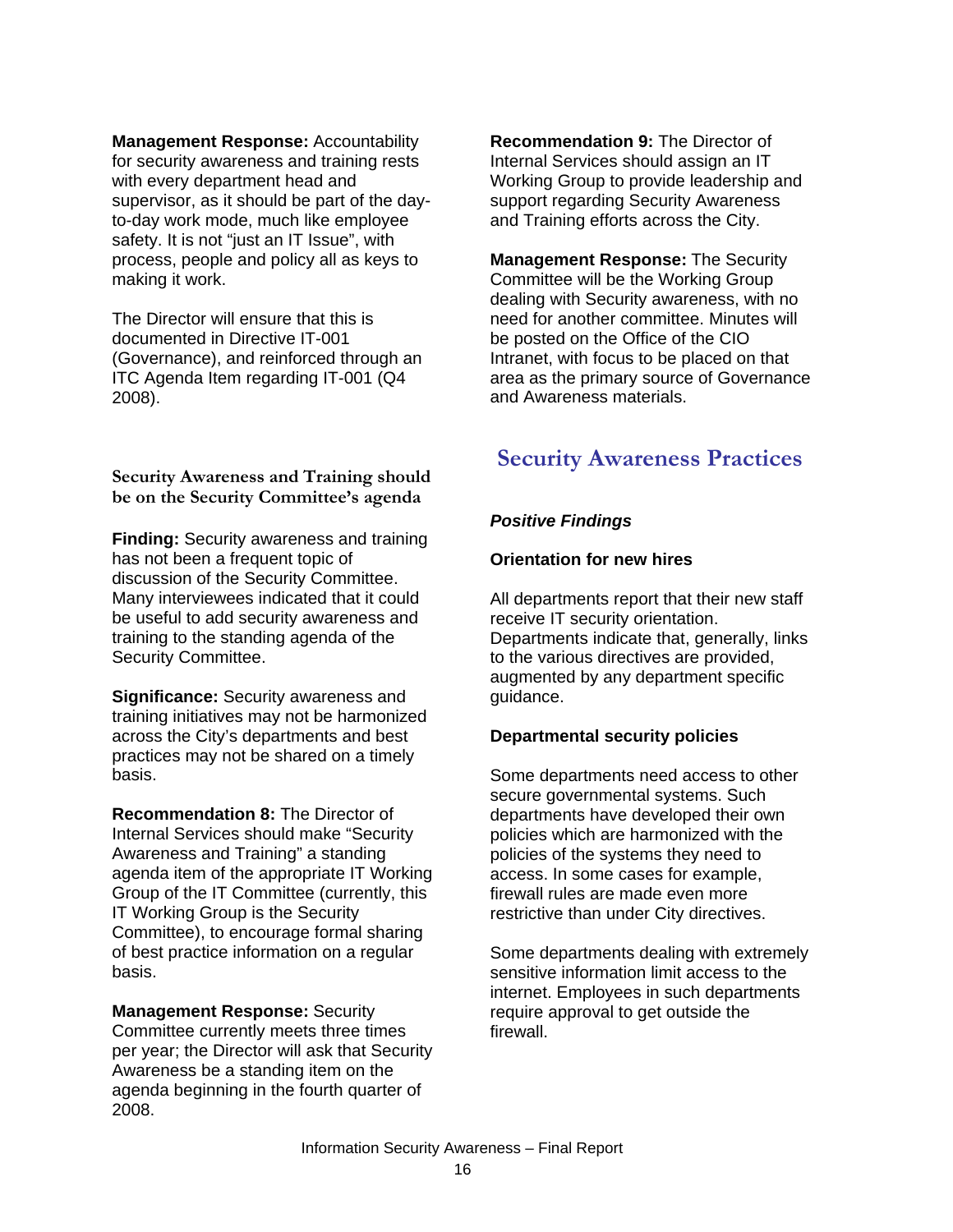**Management Response:** Accountability for security awareness and training rests with every department head and supervisor, as it should be part of the day-to-day work mode, much like employee safety. It is not "just an IT Issue", with process, people and policy all as keys to making it work.

The Director will ensure that this is documented in Directive IT-001 (Governance), and reinforced through an ITC Agenda Item regarding IT-001 (Q4 2008).

### Security Awareness and Training should be on the Security Committee's agenda

**Finding:** Security awareness and training has not been a frequent topic of discussion of the Security Committee. Many interviewees indicated that it could be useful to add security awareness and training to the standing agenda of the Security Committee.

**Significance:** Security awareness and training initiatives may not be harmonized across the City's departments and best practices may not be shared on a timely basis.

**Recommendation 8:** The Director of Internal Services should make "Security Awareness and Training" a standing agenda item of the appropriate IT Working Group of the IT Committee (currently, this IT Working Group is the Security Committee), to encourage formal sharing of best practice information on a regular basis.

**Management Response:** Security Committee currently meets three times per year; the Director will ask that Security Awareness be a standing item on the agenda beginning in the fourth quarter of 2008.

**Recommendation 9:** The Director of Internal Services should assign an IT Working Group to provide leadership and support regarding Security Awareness and Training efforts across the City.

**Management Response:** The Security Committee will be the Working Group dealing with Security awareness, with no need for another committee. Minutes will be posted on the Office of the CIO Intranet, with focus to be placed on that area as the primary source of Governance and Awareness materials.

## Security Awareness Practices

***Positive Findings***

**Orientation for new hires**

All departments report that their new staff receive IT security orientation. Departments indicate that, generally, links to the various directives are provided, augmented by any department specific guidance.

**Departmental security policies**

Some departments need access to other secure governmental systems. Such departments have developed their own policies which are harmonized with the policies of the systems they need to access. In some cases for example, firewall rules are made even more restrictive than under City directives.

Some departments dealing with extremely sensitive information limit access to the internet. Employees in such departments require approval to get outside the firewall.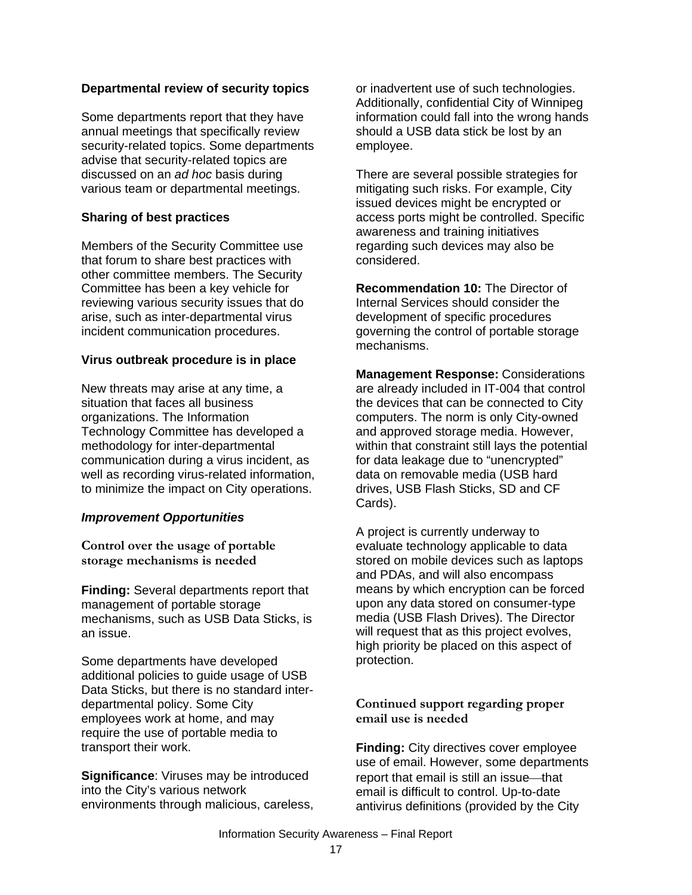**Departmental review of security topics**

Some departments report that they have annual meetings that specifically review security-related topics. Some departments advise that security-related topics are discussed on an *ad hoc* basis during various team or departmental meetings.

**Sharing of best practices**

Members of the Security Committee use that forum to share best practices with other committee members. The Security Committee has been a key vehicle for reviewing various security issues that do arise, such as inter-departmental virus incident communication procedures.

**Virus outbreak procedure is in place**

New threats may arise at any time, a situation that faces all business organizations. The Information Technology Committee has developed a methodology for inter-departmental communication during a virus incident, as well as recording virus-related information, to minimize the impact on City operations.

***Improvement Opportunities***

**Control over the usage of portable storage mechanisms is needed**

**Finding:** Several departments report that management of portable storage mechanisms, such as USB Data Sticks, is an issue.

Some departments have developed additional policies to guide usage of USB Data Sticks, but there is no standard inter-departmental policy. Some City employees work at home, and may require the use of portable media to transport their work.

**Significance**: Viruses may be introduced into the City's various network environments through malicious, careless, or inadvertent use of such technologies. Additionally, confidential City of Winnipeg information could fall into the wrong hands should a USB data stick be lost by an employee.

There are several possible strategies for mitigating such risks. For example, City issued devices might be encrypted or access ports might be controlled. Specific awareness and training initiatives regarding such devices may also be considered.

**Recommendation 10:** The Director of Internal Services should consider the development of specific procedures governing the control of portable storage mechanisms.

**Management Response:** Considerations are already included in IT-004 that control the devices that can be connected to City computers. The norm is only City-owned and approved storage media. However, within that constraint still lays the potential for data leakage due to "unencrypted" data on removable media (USB hard drives, USB Flash Sticks, SD and CF Cards).

A project is currently underway to evaluate technology applicable to data stored on mobile devices such as laptops and PDAs, and will also encompass means by which encryption can be forced upon any data stored on consumer-type media (USB Flash Drives). The Director will request that as this project evolves, high priority be placed on this aspect of protection.

**Continued support regarding proper email use is needed**

**Finding:** City directives cover employee use of email. However, some departments report that email is still an issue—that email is difficult to control. Up-to-date antivirus definitions (provided by the City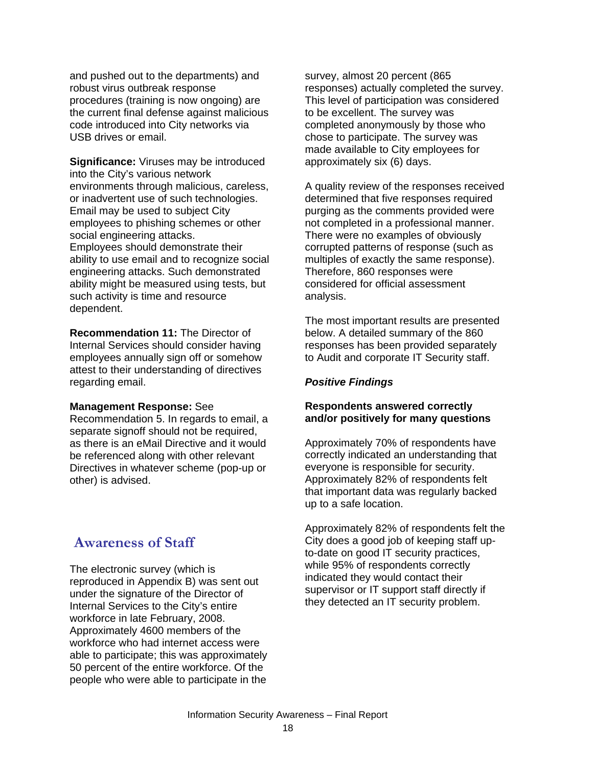and pushed out to the departments) and robust virus outbreak response procedures (training is now ongoing) are the current final defense against malicious code introduced into City networks via USB drives or email.

**Significance:** Viruses may be introduced into the City's various network environments through malicious, careless, or inadvertent use of such technologies. Email may be used to subject City employees to phishing schemes or other social engineering attacks. Employees should demonstrate their ability to use email and to recognize social engineering attacks. Such demonstrated ability might be measured using tests, but such activity is time and resource dependent.

**Recommendation 11:** The Director of Internal Services should consider having employees annually sign off or somehow attest to their understanding of directives regarding email.

**Management Response:** See Recommendation 5. In regards to email, a separate signoff should not be required, as there is an eMail Directive and it would be referenced along with other relevant Directives in whatever scheme (pop-up or other) is advised.

## Awareness of Staff

The electronic survey (which is reproduced in Appendix B) was sent out under the signature of the Director of Internal Services to the City's entire workforce in late February, 2008. Approximately 4600 members of the workforce who had internet access were able to participate; this was approximately 50 percent of the entire workforce. Of the people who were able to participate in the survey, almost 20 percent (865 responses) actually completed the survey. This level of participation was considered to be excellent. The survey was completed anonymously by those who chose to participate. The survey was made available to City employees for approximately six (6) days.

A quality review of the responses received determined that five responses required purging as the comments provided were not completed in a professional manner. There were no examples of obviously corrupted patterns of response (such as multiples of exactly the same response). Therefore, 860 responses were considered for official assessment analysis.

The most important results are presented below. A detailed summary of the 860 responses has been provided separately to Audit and corporate IT Security staff.

### *Positive Findings*

**Respondents answered correctly and/or positively for many questions**

Approximately 70% of respondents have correctly indicated an understanding that everyone is responsible for security. Approximately 82% of respondents felt that important data was regularly backed up to a safe location.

Approximately 82% of respondents felt the City does a good job of keeping staff up-to-date on good IT security practices, while 95% of respondents correctly indicated they would contact their supervisor or IT support staff directly if they detected an IT security problem.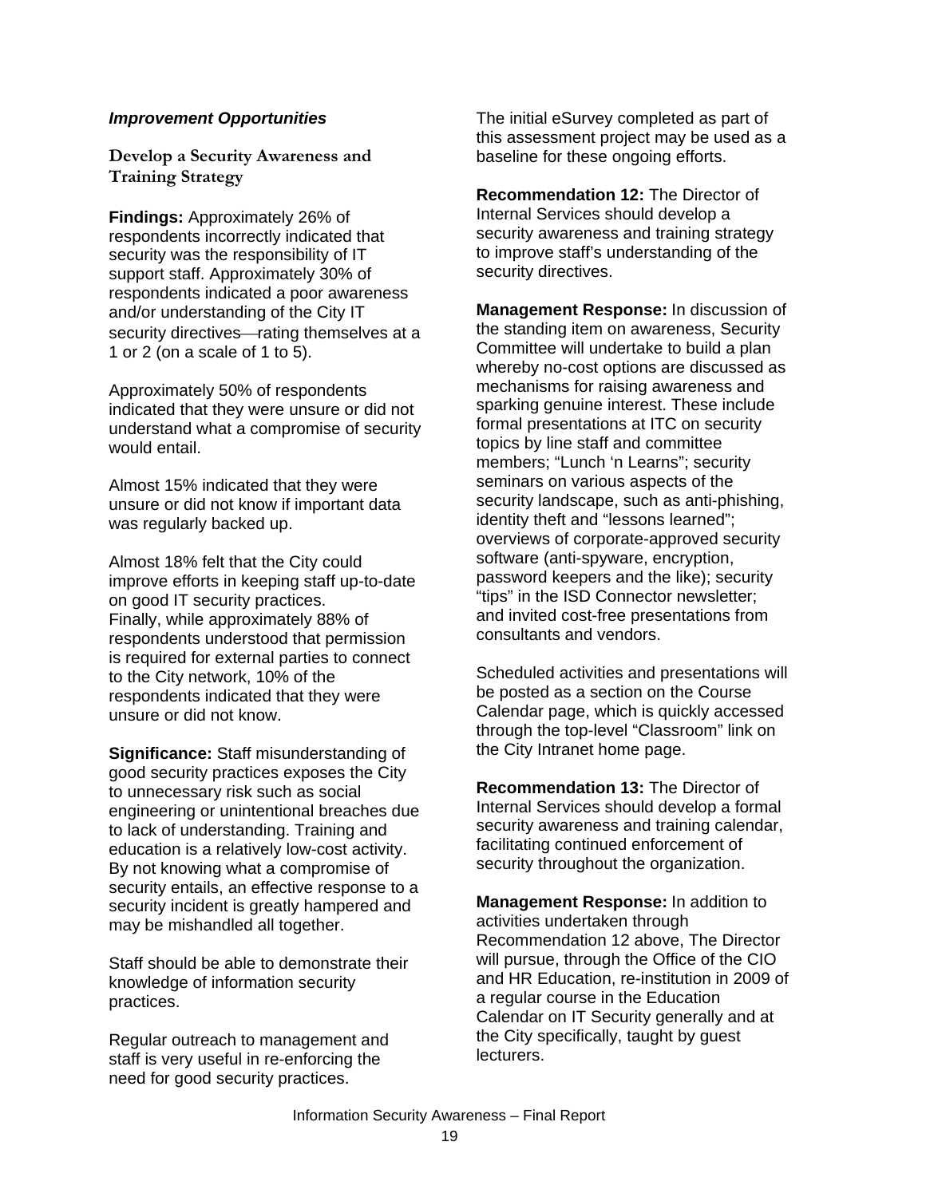***Improvement Opportunities***

## Develop a Security Awareness and Training Strategy

**Findings:** Approximately 26% of respondents incorrectly indicated that security was the responsibility of IT support staff. Approximately 30% of respondents indicated a poor awareness and/or understanding of the City IT security directives—rating themselves at a 1 or 2 (on a scale of 1 to 5).

Approximately 50% of respondents indicated that they were unsure or did not understand what a compromise of security would entail.

Almost 15% indicated that they were unsure or did not know if important data was regularly backed up.

Almost 18% felt that the City could improve efforts in keeping staff up-to-date on good IT security practices.
Finally, while approximately 88% of respondents understood that permission is required for external parties to connect to the City network, 10% of the respondents indicated that they were unsure or did not know.

**Significance:** Staff misunderstanding of good security practices exposes the City to unnecessary risk such as social engineering or unintentional breaches due to lack of understanding. Training and education is a relatively low-cost activity. By not knowing what a compromise of security entails, an effective response to a security incident is greatly hampered and may be mishandled all together.

Staff should be able to demonstrate their knowledge of information security practices.

Regular outreach to management and staff is very useful in re-enforcing the need for good security practices.

The initial eSurvey completed as part of this assessment project may be used as a baseline for these ongoing efforts.

**Recommendation 12:** The Director of Internal Services should develop a security awareness and training strategy to improve staff's understanding of the security directives.

**Management Response:** In discussion of the standing item on awareness, Security Committee will undertake to build a plan whereby no-cost options are discussed as mechanisms for raising awareness and sparking genuine interest. These include formal presentations at ITC on security topics by line staff and committee members; "Lunch 'n Learns"; security seminars on various aspects of the security landscape, such as anti-phishing, identity theft and "lessons learned"; overviews of corporate-approved security software (anti-spyware, encryption, password keepers and the like); security "tips" in the ISD Connector newsletter; and invited cost-free presentations from consultants and vendors.

Scheduled activities and presentations will be posted as a section on the Course Calendar page, which is quickly accessed through the top-level "Classroom" link on the City Intranet home page.

**Recommendation 13:** The Director of Internal Services should develop a formal security awareness and training calendar, facilitating continued enforcement of security throughout the organization.

**Management Response:** In addition to activities undertaken through Recommendation 12 above, The Director will pursue, through the Office of the CIO and HR Education, re-institution in 2009 of a regular course in the Education Calendar on IT Security generally and at the City specifically, taught by guest lecturers.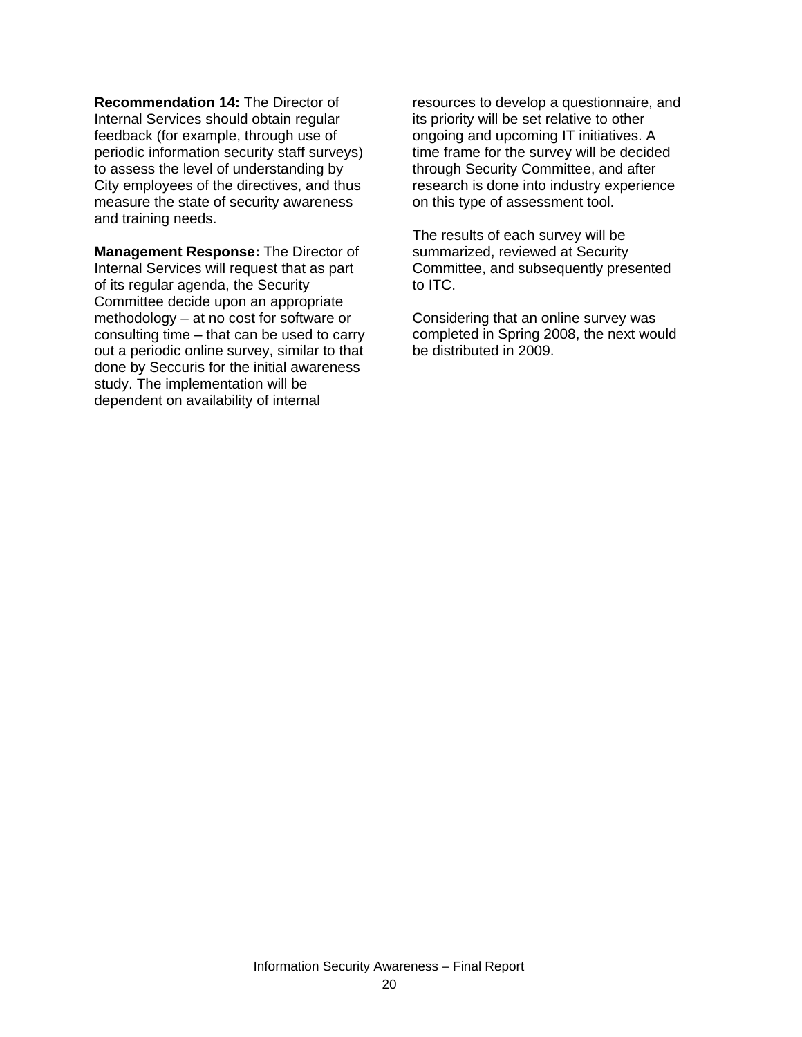**Recommendation 14:** The Director of Internal Services should obtain regular feedback (for example, through use of periodic information security staff surveys) to assess the level of understanding by City employees of the directives, and thus measure the state of security awareness and training needs.

**Management Response:** The Director of Internal Services will request that as part of its regular agenda, the Security Committee decide upon an appropriate methodology – at no cost for software or consulting time – that can be used to carry out a periodic online survey, similar to that done by Seccuris for the initial awareness study. The implementation will be dependent on availability of internal resources to develop a questionnaire, and its priority will be set relative to other ongoing and upcoming IT initiatives. A time frame for the survey will be decided through Security Committee, and after research is done into industry experience on this type of assessment tool.

The results of each survey will be summarized, reviewed at Security Committee, and subsequently presented to ITC.

Considering that an online survey was completed in Spring 2008, the next would be distributed in 2009.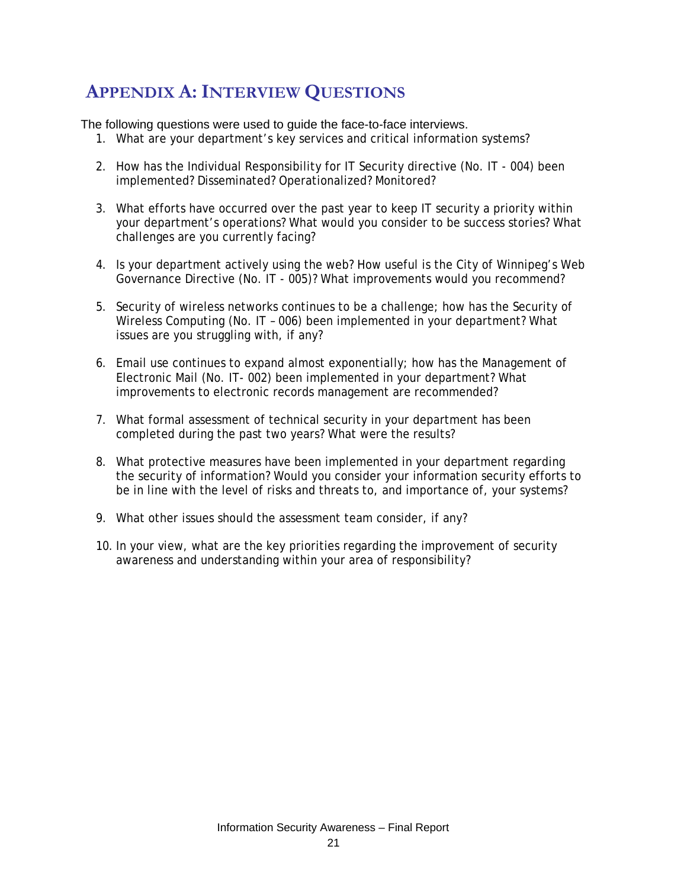# APPENDIX A: INTERVIEW QUESTIONS

The following questions were used to guide the face-to-face interviews.

1. What are your department's key services and critical information systems?

2. How has the Individual Responsibility for IT Security directive (No. IT - 004) been implemented? Disseminated? Operationalized? Monitored?

3. What efforts have occurred over the past year to keep IT security a priority within your department's operations? What would you consider to be success stories? What challenges are you currently facing?

4. Is your department actively using the web? How useful is the City of Winnipeg's Web Governance Directive (No. IT - 005)? What improvements would you recommend?

5. Security of wireless networks continues to be a challenge; how has the Security of Wireless Computing (No. IT – 006) been implemented in your department? What issues are you struggling with, if any?

6. Email use continues to expand almost exponentially; how has the Management of Electronic Mail (No. IT- 002) been implemented in your department? What improvements to electronic records management are recommended?

7. What formal assessment of technical security in your department has been completed during the past two years? What were the results?

8. What protective measures have been implemented in your department regarding the security of information? Would you consider your information security efforts to be in line with the level of risks and threats to, and importance of, your systems?

9. What other issues should the assessment team consider, if any?

10. In your view, what are the key priorities regarding the improvement of security awareness and understanding within your area of responsibility?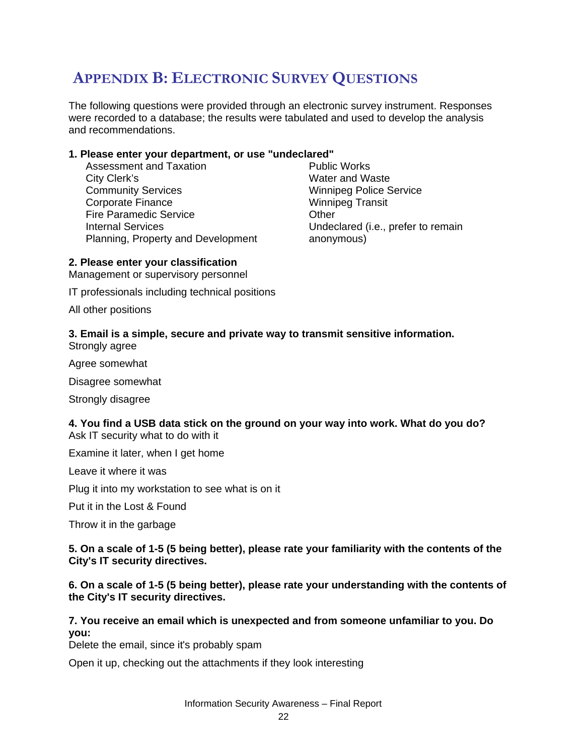# Appendix B: Electronic Survey Questions

The following questions were provided through an electronic survey instrument. Responses were recorded to a database; the results were tabulated and used to develop the analysis and recommendations.

**1. Please enter your department, or use "undeclared"**

- Assessment and Taxation
- City Clerk's
- Community Services
- Corporate Finance
- Fire Paramedic Service
- Internal Services
- Planning, Property and Development
- Public Works
- Water and Waste
- Winnipeg Police Service
- Winnipeg Transit
- Other
- Undeclared (i.e., prefer to remain anonymous)

**2. Please enter your classification**

Management or supervisory personnel

IT professionals including technical positions

All other positions

**3. Email is a simple, secure and private way to transmit sensitive information.**

Strongly agree

Agree somewhat

Disagree somewhat

Strongly disagree

**4. You find a USB data stick on the ground on your way into work. What do you do?**

Ask IT security what to do with it

Examine it later, when I get home

Leave it where it was

Plug it into my workstation to see what is on it

Put it in the Lost & Found

Throw it in the garbage

**5. On a scale of 1-5 (5 being better), please rate your familiarity with the contents of the City's IT security directives.**

**6. On a scale of 1-5 (5 being better), please rate your understanding with the contents of the City's IT security directives.**

**7. You receive an email which is unexpected and from someone unfamiliar to you. Do you:**

Delete the email, since it's probably spam

Open it up, checking out the attachments if they look interesting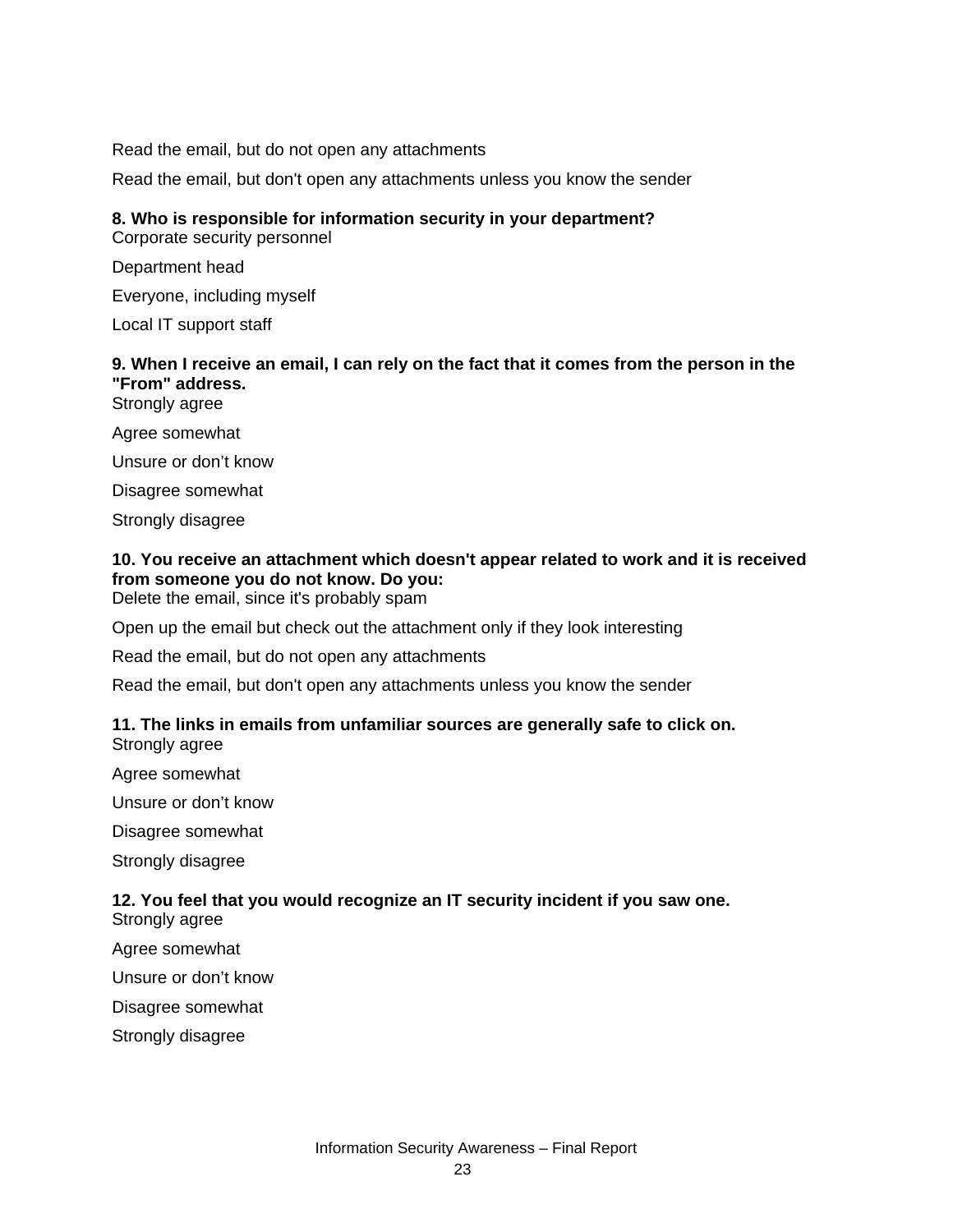Read the email, but do not open any attachments

Read the email, but don't open any attachments unless you know the sender

**8. Who is responsible for information security in your department?**

Corporate security personnel

Department head

Everyone, including myself

Local IT support staff

**9. When I receive an email, I can rely on the fact that it comes from the person in the "From" address.**

Strongly agree

Agree somewhat

Unsure or don't know

Disagree somewhat

Strongly disagree

**10. You receive an attachment which doesn't appear related to work and it is received from someone you do not know. Do you:**

Delete the email, since it's probably spam

Open up the email but check out the attachment only if they look interesting

Read the email, but do not open any attachments

Read the email, but don't open any attachments unless you know the sender

**11. The links in emails from unfamiliar sources are generally safe to click on.**

Strongly agree

Agree somewhat

Unsure or don't know

Disagree somewhat

Strongly disagree

**12. You feel that you would recognize an IT security incident if you saw one.**

Strongly agree

Agree somewhat

Unsure or don't know

Disagree somewhat

Strongly disagree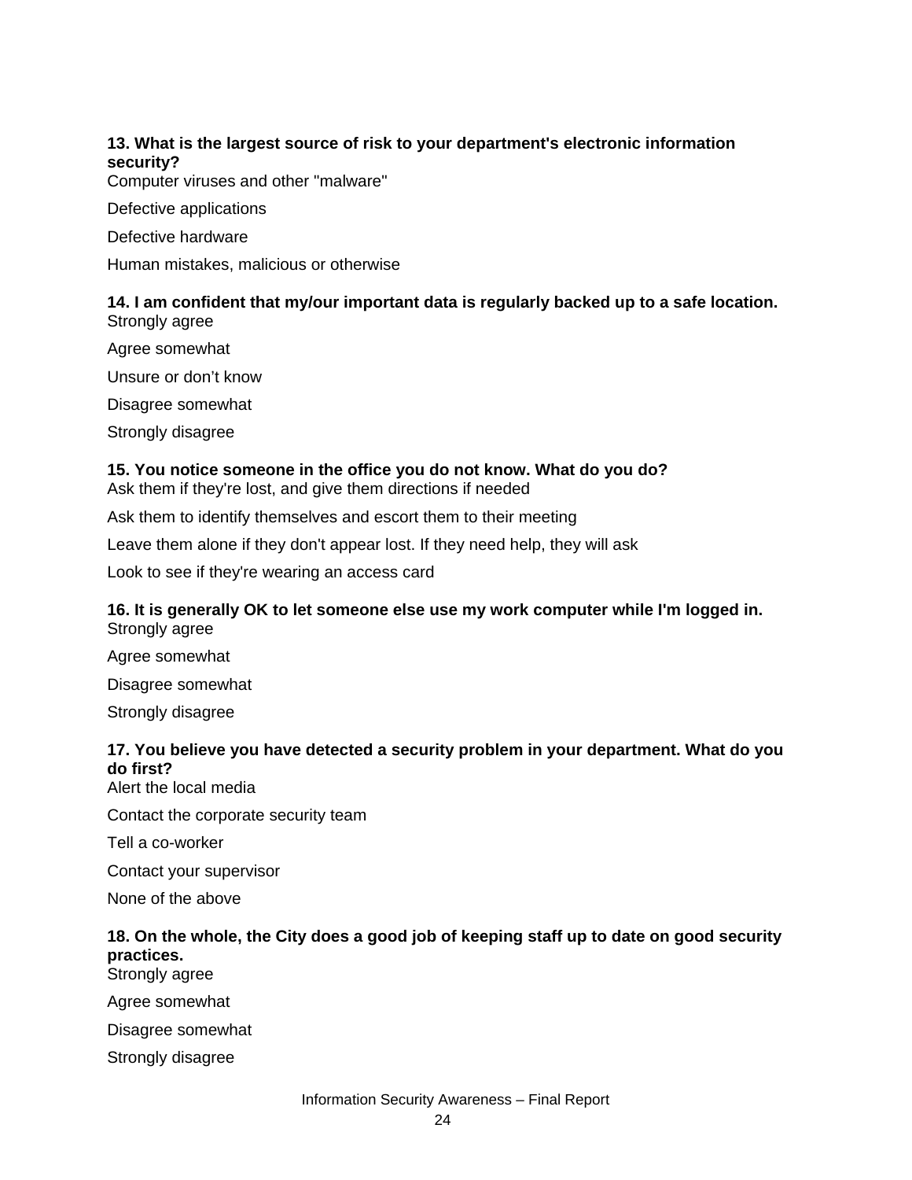**13. What is the largest source of risk to your department's electronic information security?**

Computer viruses and other "malware"

Defective applications

Defective hardware

Human mistakes, malicious or otherwise

**14. I am confident that my/our important data is regularly backed up to a safe location.**

Strongly agree

Agree somewhat

Unsure or don't know

Disagree somewhat

Strongly disagree

**15. You notice someone in the office you do not know. What do you do?**

Ask them if they're lost, and give them directions if needed

Ask them to identify themselves and escort them to their meeting

Leave them alone if they don't appear lost. If they need help, they will ask

Look to see if they're wearing an access card

**16. It is generally OK to let someone else use my work computer while I'm logged in.**

Strongly agree

Agree somewhat

Disagree somewhat

Strongly disagree

**17. You believe you have detected a security problem in your department. What do you do first?**

Alert the local media

Contact the corporate security team

Tell a co-worker

Contact your supervisor

None of the above

**18. On the whole, the City does a good job of keeping staff up to date on good security practices.**

Strongly agree

Agree somewhat

Disagree somewhat

Strongly disagree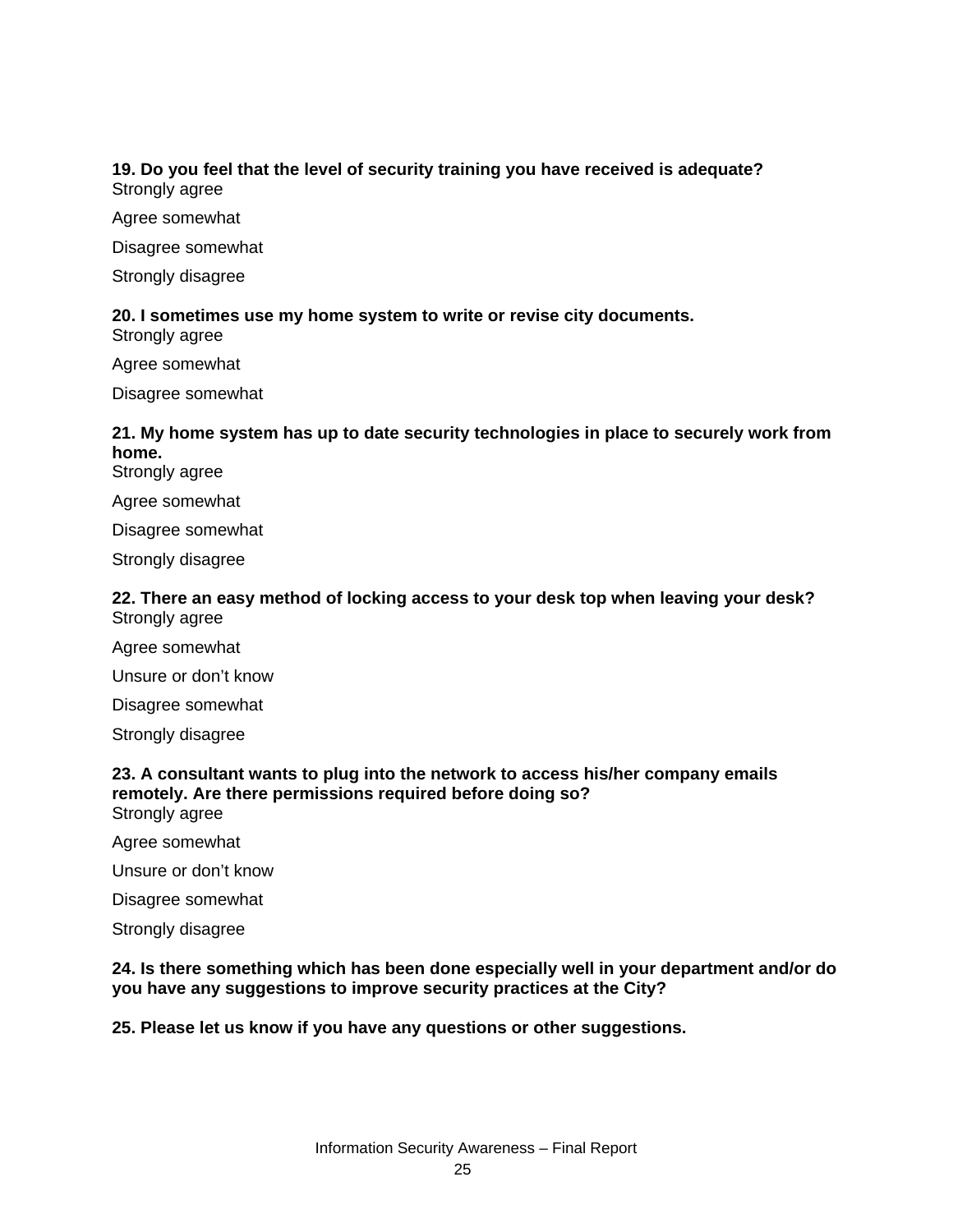**19. Do you feel that the level of security training you have received is adequate?**

Strongly agree

Agree somewhat

Disagree somewhat

Strongly disagree

**20. I sometimes use my home system to write or revise city documents.**

Strongly agree

Agree somewhat

Disagree somewhat

**21. My home system has up to date security technologies in place to securely work from home.**

Strongly agree

Agree somewhat

Disagree somewhat

Strongly disagree

**22. There an easy method of locking access to your desk top when leaving your desk?**

Strongly agree

Agree somewhat

Unsure or don't know

Disagree somewhat

Strongly disagree

**23. A consultant wants to plug into the network to access his/her company emails remotely. Are there permissions required before doing so?**

Strongly agree

Agree somewhat

Unsure or don't know

Disagree somewhat

Strongly disagree

**24. Is there something which has been done especially well in your department and/or do you have any suggestions to improve security practices at the City?**

**25. Please let us know if you have any questions or other suggestions.**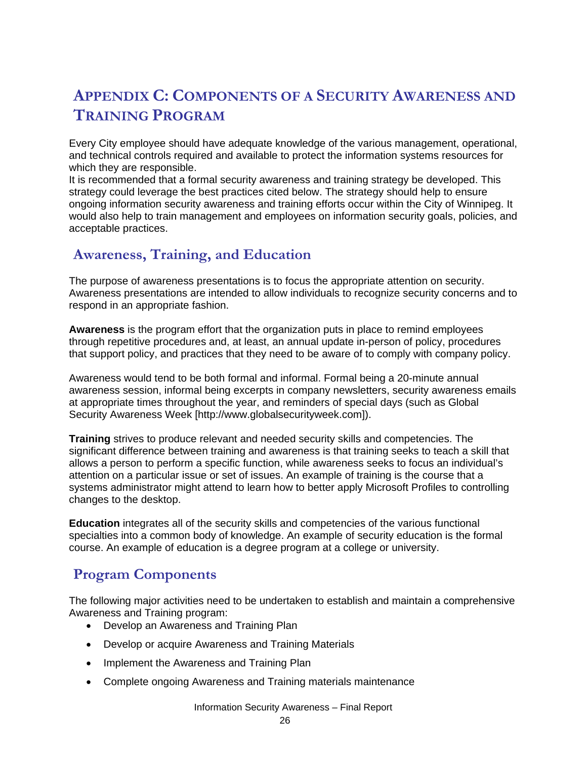# Appendix C: Components of a Security Awareness and Training Program

Every City employee should have adequate knowledge of the various management, operational, and technical controls required and available to protect the information systems resources for which they are responsible.
It is recommended that a formal security awareness and training strategy be developed. This strategy could leverage the best practices cited below. The strategy should help to ensure ongoing information security awareness and training efforts occur within the City of Winnipeg. It would also help to train management and employees on information security goals, policies, and acceptable practices.

## Awareness, Training, and Education

The purpose of awareness presentations is to focus the appropriate attention on security. Awareness presentations are intended to allow individuals to recognize security concerns and to respond in an appropriate fashion.

**Awareness** is the program effort that the organization puts in place to remind employees through repetitive procedures and, at least, an annual update in-person of policy, procedures that support policy, and practices that they need to be aware of to comply with company policy.

Awareness would tend to be both formal and informal. Formal being a 20-minute annual awareness session, informal being excerpts in company newsletters, security awareness emails at appropriate times throughout the year, and reminders of special days (such as Global Security Awareness Week [http://www.globalsecurityweek.com]).

**Training** strives to produce relevant and needed security skills and competencies. The significant difference between training and awareness is that training seeks to teach a skill that allows a person to perform a specific function, while awareness seeks to focus an individual's attention on a particular issue or set of issues. An example of training is the course that a systems administrator might attend to learn how to better apply Microsoft Profiles to controlling changes to the desktop.

**Education** integrates all of the security skills and competencies of the various functional specialties into a common body of knowledge. An example of security education is the formal course. An example of education is a degree program at a college or university.

## Program Components

The following major activities need to be undertaken to establish and maintain a comprehensive Awareness and Training program:

- Develop an Awareness and Training Plan
- Develop or acquire Awareness and Training Materials
- Implement the Awareness and Training Plan
- Complete ongoing Awareness and Training materials maintenance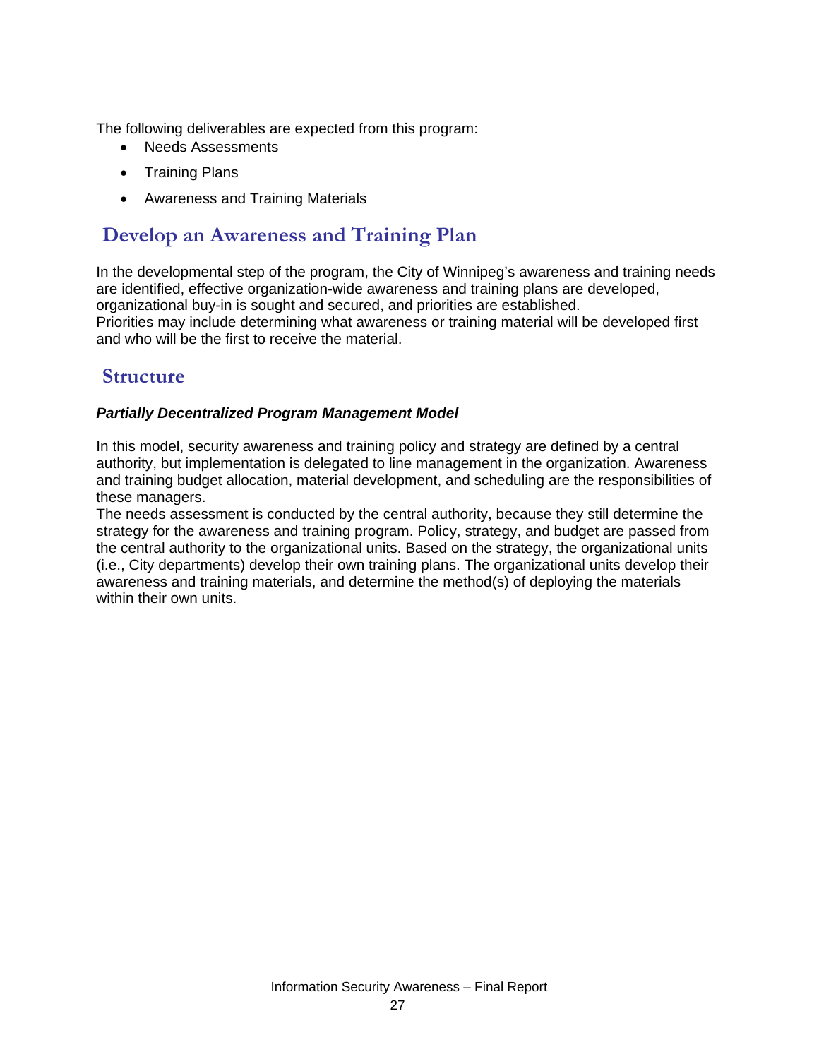The following deliverables are expected from this program:

- Needs Assessments
- Training Plans
- Awareness and Training Materials

## Develop an Awareness and Training Plan

In the developmental step of the program, the City of Winnipeg's awareness and training needs are identified, effective organization-wide awareness and training plans are developed, organizational buy-in is sought and secured, and priorities are established.
Priorities may include determining what awareness or training material will be developed first and who will be the first to receive the material.

## Structure

***Partially Decentralized Program Management Model***

In this model, security awareness and training policy and strategy are defined by a central authority, but implementation is delegated to line management in the organization. Awareness and training budget allocation, material development, and scheduling are the responsibilities of these managers.
The needs assessment is conducted by the central authority, because they still determine the strategy for the awareness and training program. Policy, strategy, and budget are passed from the central authority to the organizational units. Based on the strategy, the organizational units (i.e., City departments) develop their own training plans. The organizational units develop their awareness and training materials, and determine the method(s) of deploying the materials within their own units.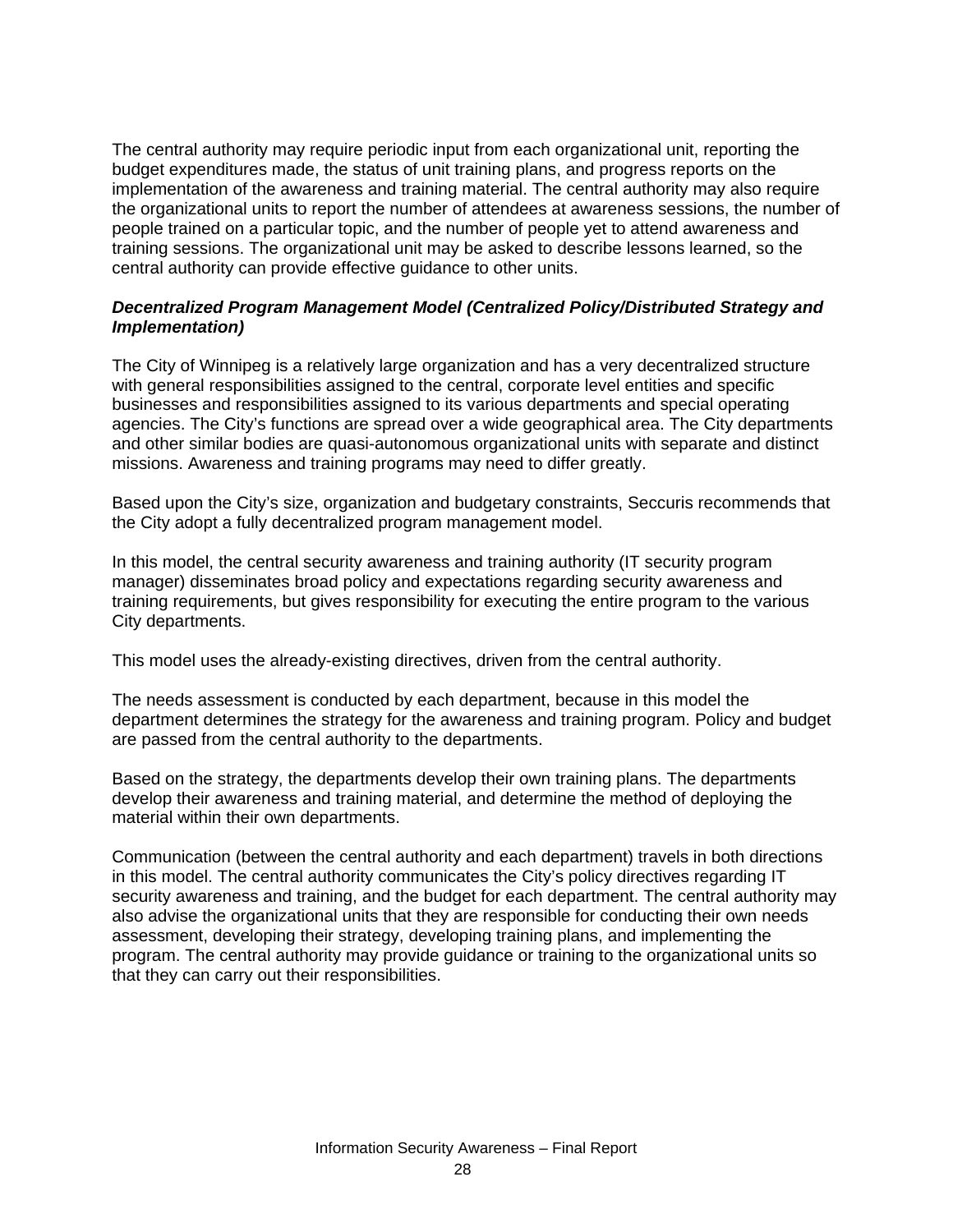The central authority may require periodic input from each organizational unit, reporting the budget expenditures made, the status of unit training plans, and progress reports on the implementation of the awareness and training material. The central authority may also require the organizational units to report the number of attendees at awareness sessions, the number of people trained on a particular topic, and the number of people yet to attend awareness and training sessions. The organizational unit may be asked to describe lessons learned, so the central authority can provide effective guidance to other units.

***Decentralized Program Management Model (Centralized Policy/Distributed Strategy and Implementation)***

The City of Winnipeg is a relatively large organization and has a very decentralized structure with general responsibilities assigned to the central, corporate level entities and specific businesses and responsibilities assigned to its various departments and special operating agencies. The City's functions are spread over a wide geographical area. The City departments and other similar bodies are quasi-autonomous organizational units with separate and distinct missions. Awareness and training programs may need to differ greatly.

Based upon the City's size, organization and budgetary constraints, Seccuris recommends that the City adopt a fully decentralized program management model.

In this model, the central security awareness and training authority (IT security program manager) disseminates broad policy and expectations regarding security awareness and training requirements, but gives responsibility for executing the entire program to the various City departments.

This model uses the already-existing directives, driven from the central authority.

The needs assessment is conducted by each department, because in this model the department determines the strategy for the awareness and training program. Policy and budget are passed from the central authority to the departments.

Based on the strategy, the departments develop their own training plans. The departments develop their awareness and training material, and determine the method of deploying the material within their own departments.

Communication (between the central authority and each department) travels in both directions in this model. The central authority communicates the City's policy directives regarding IT security awareness and training, and the budget for each department. The central authority may also advise the organizational units that they are responsible for conducting their own needs assessment, developing their strategy, developing training plans, and implementing the program. The central authority may provide guidance or training to the organizational units so that they can carry out their responsibilities.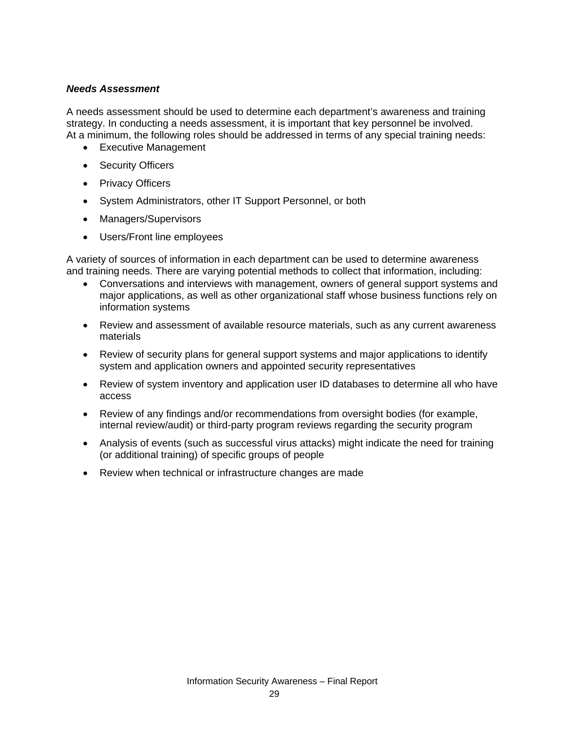***Needs Assessment***

A needs assessment should be used to determine each department's awareness and training strategy. In conducting a needs assessment, it is important that key personnel be involved. At a minimum, the following roles should be addressed in terms of any special training needs:

- Executive Management
- Security Officers
- Privacy Officers
- System Administrators, other IT Support Personnel, or both
- Managers/Supervisors
- Users/Front line employees

A variety of sources of information in each department can be used to determine awareness and training needs. There are varying potential methods to collect that information, including:

- Conversations and interviews with management, owners of general support systems and major applications, as well as other organizational staff whose business functions rely on information systems
- Review and assessment of available resource materials, such as any current awareness materials
- Review of security plans for general support systems and major applications to identify system and application owners and appointed security representatives
- Review of system inventory and application user ID databases to determine all who have access
- Review of any findings and/or recommendations from oversight bodies (for example, internal review/audit) or third-party program reviews regarding the security program
- Analysis of events (such as successful virus attacks) might indicate the need for training (or additional training) of specific groups of people
- Review when technical or infrastructure changes are made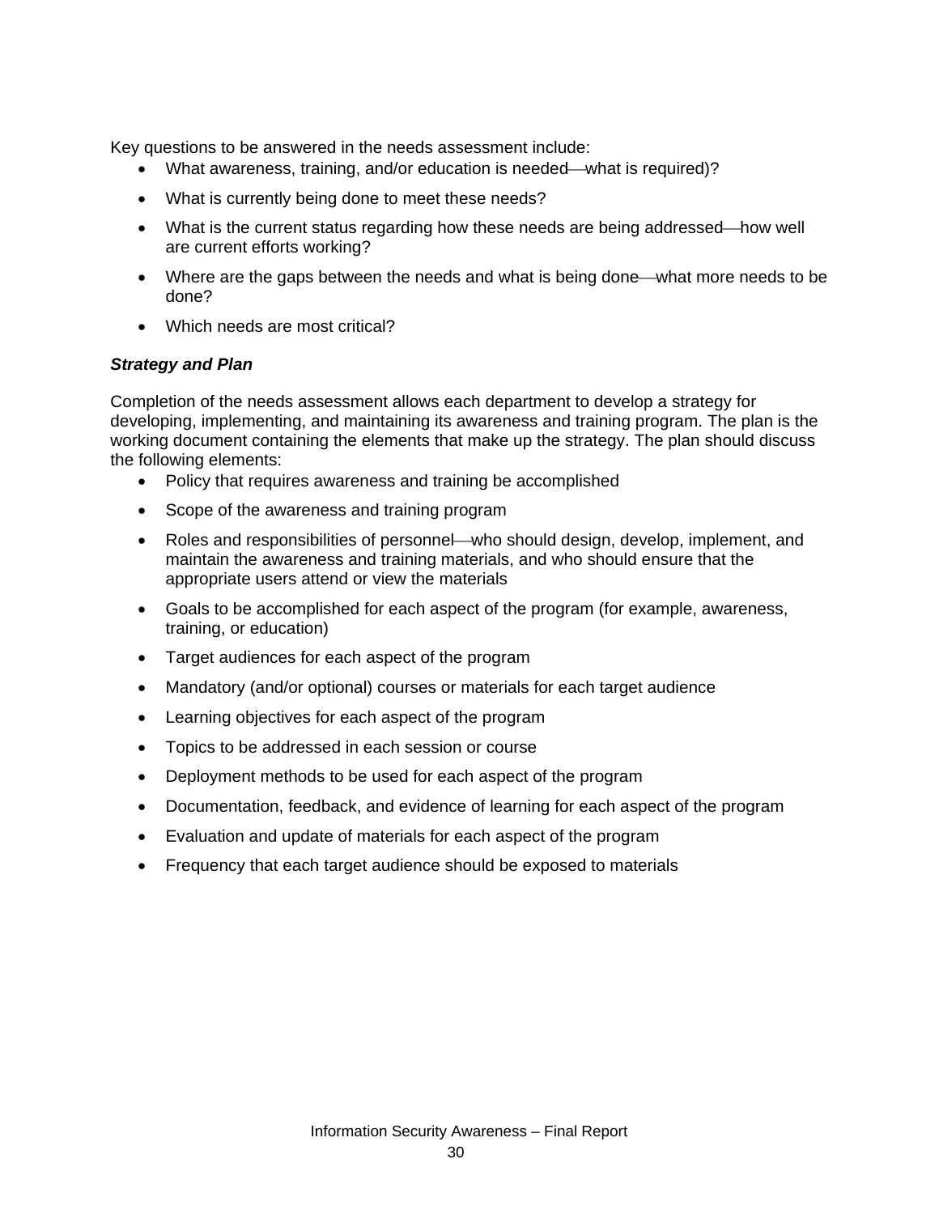Key questions to be answered in the needs assessment include:

- What awareness, training, and/or education is needed—what is required)?
- What is currently being done to meet these needs?
- What is the current status regarding how these needs are being addressed—how well are current efforts working?
- Where are the gaps between the needs and what is being done—what more needs to be done?
- Which needs are most critical?

***Strategy and Plan***

Completion of the needs assessment allows each department to develop a strategy for developing, implementing, and maintaining its awareness and training program. The plan is the working document containing the elements that make up the strategy. The plan should discuss the following elements:

- Policy that requires awareness and training be accomplished
- Scope of the awareness and training program
- Roles and responsibilities of personnel—who should design, develop, implement, and maintain the awareness and training materials, and who should ensure that the appropriate users attend or view the materials
- Goals to be accomplished for each aspect of the program (for example, awareness, training, or education)
- Target audiences for each aspect of the program
- Mandatory (and/or optional) courses or materials for each target audience
- Learning objectives for each aspect of the program
- Topics to be addressed in each session or course
- Deployment methods to be used for each aspect of the program
- Documentation, feedback, and evidence of learning for each aspect of the program
- Evaluation and update of materials for each aspect of the program
- Frequency that each target audience should be exposed to materials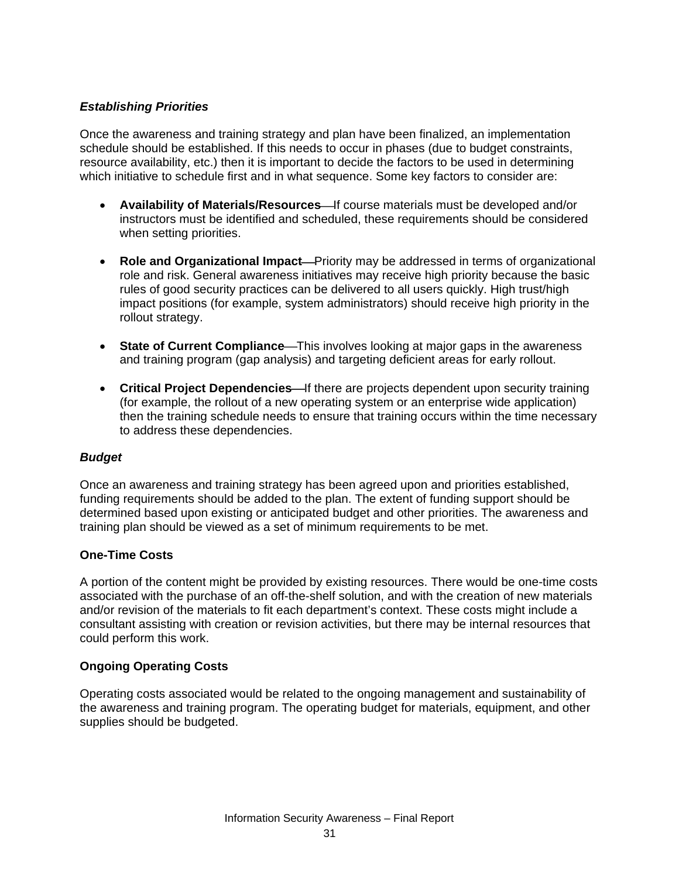### *Establishing Priorities*

Once the awareness and training strategy and plan have been finalized, an implementation schedule should be established. If this needs to occur in phases (due to budget constraints, resource availability, etc.) then it is important to decide the factors to be used in determining which initiative to schedule first and in what sequence. Some key factors to consider are:

- **Availability of Materials/Resources**—If course materials must be developed and/or instructors must be identified and scheduled, these requirements should be considered when setting priorities.
- **Role and Organizational Impact**—Priority may be addressed in terms of organizational role and risk. General awareness initiatives may receive high priority because the basic rules of good security practices can be delivered to all users quickly. High trust/high impact positions (for example, system administrators) should receive high priority in the rollout strategy.
- **State of Current Compliance**—This involves looking at major gaps in the awareness and training program (gap analysis) and targeting deficient areas for early rollout.
- **Critical Project Dependencies**—If there are projects dependent upon security training (for example, the rollout of a new operating system or an enterprise wide application) then the training schedule needs to ensure that training occurs within the time necessary to address these dependencies.

### *Budget*

Once an awareness and training strategy has been agreed upon and priorities established, funding requirements should be added to the plan. The extent of funding support should be determined based upon existing or anticipated budget and other priorities. The awareness and training plan should be viewed as a set of minimum requirements to be met.

#### One-Time Costs

A portion of the content might be provided by existing resources. There would be one-time costs associated with the purchase of an off-the-shelf solution, and with the creation of new materials and/or revision of the materials to fit each department's context. These costs might include a consultant assisting with creation or revision activities, but there may be internal resources that could perform this work.

#### Ongoing Operating Costs

Operating costs associated would be related to the ongoing management and sustainability of the awareness and training program. The operating budget for materials, equipment, and other supplies should be budgeted.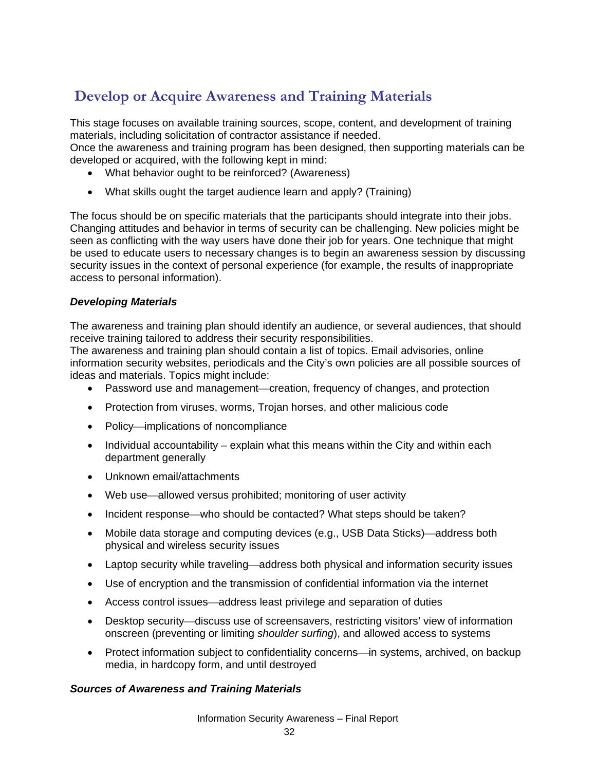## Develop or Acquire Awareness and Training Materials

This stage focuses on available training sources, scope, content, and development of training materials, including solicitation of contractor assistance if needed.
Once the awareness and training program has been designed, then supporting materials can be developed or acquired, with the following kept in mind:

- What behavior ought to be reinforced? (Awareness)
- What skills ought the target audience learn and apply? (Training)

The focus should be on specific materials that the participants should integrate into their jobs. Changing attitudes and behavior in terms of security can be challenging. New policies might be seen as conflicting with the way users have done their job for years. One technique that might be used to educate users to necessary changes is to begin an awareness session by discussing security issues in the context of personal experience (for example, the results of inappropriate access to personal information).

***Developing Materials***

The awareness and training plan should identify an audience, or several audiences, that should receive training tailored to address their security responsibilities.
The awareness and training plan should contain a list of topics. Email advisories, online information security websites, periodicals and the City's own policies are all possible sources of ideas and materials. Topics might include:

- Password use and management—creation, frequency of changes, and protection
- Protection from viruses, worms, Trojan horses, and other malicious code
- Policy—implications of noncompliance
- Individual accountability – explain what this means within the City and within each department generally
- Unknown email/attachments
- Web use—allowed versus prohibited; monitoring of user activity
- Incident response—who should be contacted? What steps should be taken?
- Mobile data storage and computing devices (e.g., USB Data Sticks)—address both physical and wireless security issues
- Laptop security while traveling—address both physical and information security issues
- Use of encryption and the transmission of confidential information via the internet
- Access control issues—address least privilege and separation of duties
- Desktop security—discuss use of screensavers, restricting visitors' view of information onscreen (preventing or limiting *shoulder surfing*), and allowed access to systems
- Protect information subject to confidentiality concerns—in systems, archived, on backup media, in hardcopy form, and until destroyed

***Sources of Awareness and Training Materials***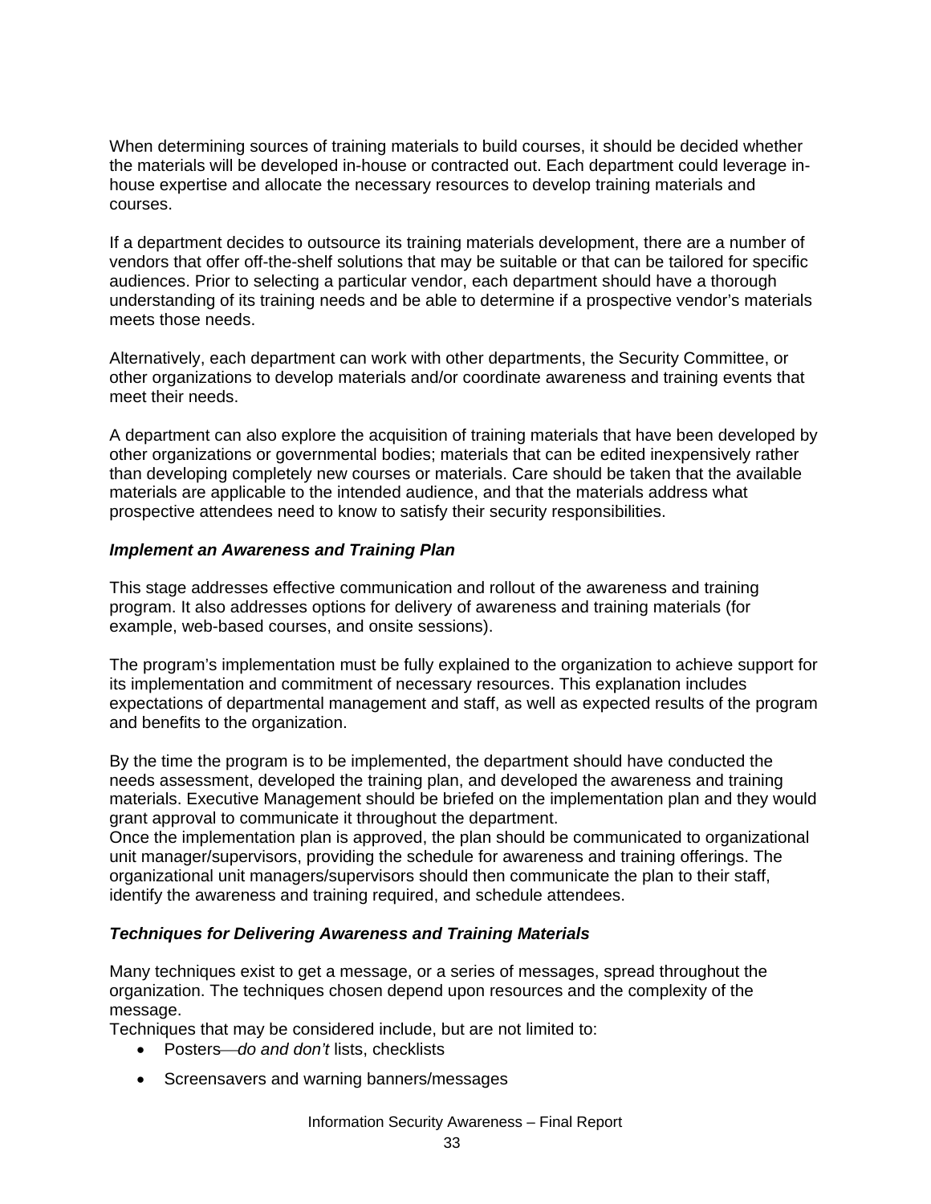When determining sources of training materials to build courses, it should be decided whether the materials will be developed in-house or contracted out. Each department could leverage in-house expertise and allocate the necessary resources to develop training materials and courses.

If a department decides to outsource its training materials development, there are a number of vendors that offer off-the-shelf solutions that may be suitable or that can be tailored for specific audiences. Prior to selecting a particular vendor, each department should have a thorough understanding of its training needs and be able to determine if a prospective vendor's materials meets those needs.

Alternatively, each department can work with other departments, the Security Committee, or other organizations to develop materials and/or coordinate awareness and training events that meet their needs.

A department can also explore the acquisition of training materials that have been developed by other organizations or governmental bodies; materials that can be edited inexpensively rather than developing completely new courses or materials. Care should be taken that the available materials are applicable to the intended audience, and that the materials address what prospective attendees need to know to satisfy their security responsibilities.

### *Implement an Awareness and Training Plan*

This stage addresses effective communication and rollout of the awareness and training program. It also addresses options for delivery of awareness and training materials (for example, web-based courses, and onsite sessions).

The program's implementation must be fully explained to the organization to achieve support for its implementation and commitment of necessary resources. This explanation includes expectations of departmental management and staff, as well as expected results of the program and benefits to the organization.

By the time the program is to be implemented, the department should have conducted the needs assessment, developed the training plan, and developed the awareness and training materials. Executive Management should be briefed on the implementation plan and they would grant approval to communicate it throughout the department.
Once the implementation plan is approved, the plan should be communicated to organizational unit manager/supervisors, providing the schedule for awareness and training offerings. The organizational unit managers/supervisors should then communicate the plan to their staff, identify the awareness and training required, and schedule attendees.

### *Techniques for Delivering Awareness and Training Materials*

Many techniques exist to get a message, or a series of messages, spread throughout the organization. The techniques chosen depend upon resources and the complexity of the message.
Techniques that may be considered include, but are not limited to:

- Posters—*do and don't* lists, checklists
- Screensavers and warning banners/messages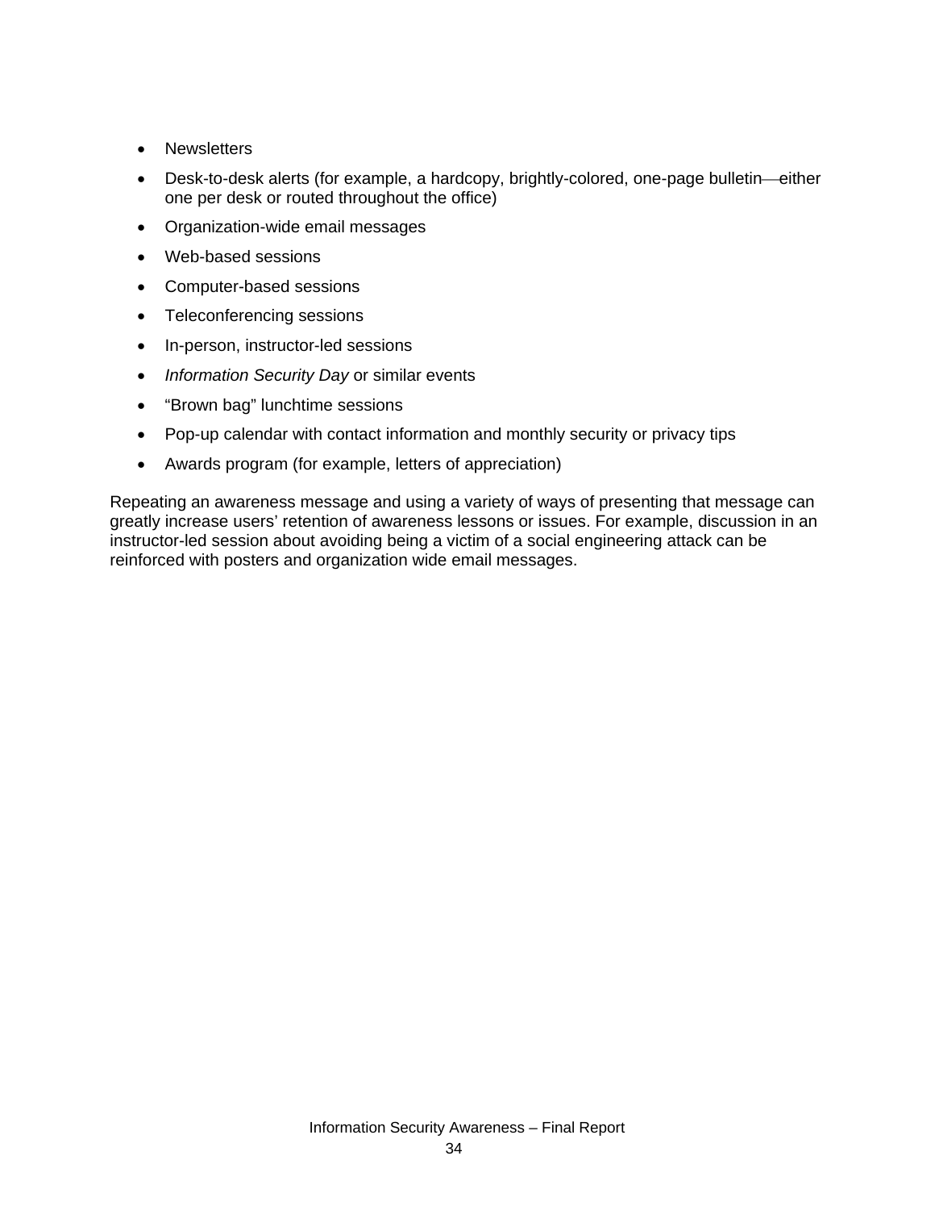- Newsletters
- Desk-to-desk alerts (for example, a hardcopy, brightly-colored, one-page bulletin—either one per desk or routed throughout the office)
- Organization-wide email messages
- Web-based sessions
- Computer-based sessions
- Teleconferencing sessions
- In-person, instructor-led sessions
- *Information Security Day* or similar events
- “Brown bag” lunchtime sessions
- Pop-up calendar with contact information and monthly security or privacy tips
- Awards program (for example, letters of appreciation)

Repeating an awareness message and using a variety of ways of presenting that message can greatly increase users’ retention of awareness lessons or issues. For example, discussion in an instructor-led session about avoiding being a victim of a social engineering attack can be reinforced with posters and organization wide email messages.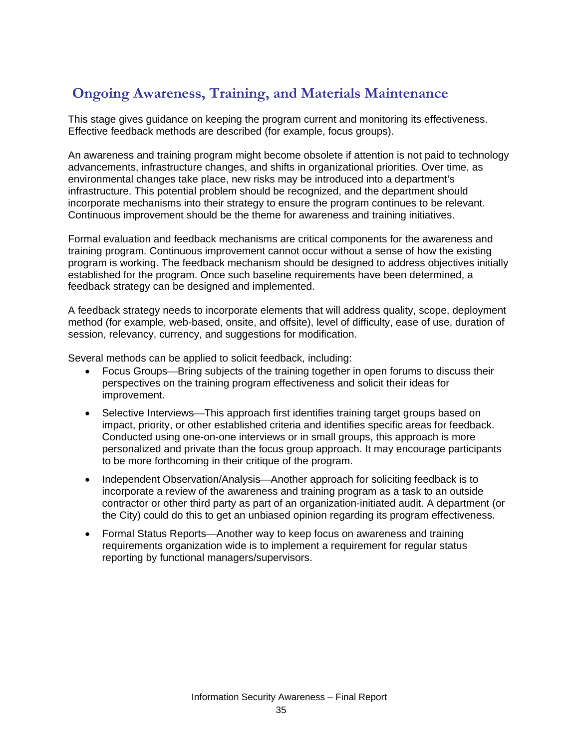## Ongoing Awareness, Training, and Materials Maintenance

This stage gives guidance on keeping the program current and monitoring its effectiveness. Effective feedback methods are described (for example, focus groups).

An awareness and training program might become obsolete if attention is not paid to technology advancements, infrastructure changes, and shifts in organizational priorities. Over time, as environmental changes take place, new risks may be introduced into a department's infrastructure. This potential problem should be recognized, and the department should incorporate mechanisms into their strategy to ensure the program continues to be relevant. Continuous improvement should be the theme for awareness and training initiatives.

Formal evaluation and feedback mechanisms are critical components for the awareness and training program. Continuous improvement cannot occur without a sense of how the existing program is working. The feedback mechanism should be designed to address objectives initially established for the program. Once such baseline requirements have been determined, a feedback strategy can be designed and implemented.

A feedback strategy needs to incorporate elements that will address quality, scope, deployment method (for example, web-based, onsite, and offsite), level of difficulty, ease of use, duration of session, relevancy, currency, and suggestions for modification.

Several methods can be applied to solicit feedback, including:

- Focus Groups—Bring subjects of the training together in open forums to discuss their perspectives on the training program effectiveness and solicit their ideas for improvement.
- Selective Interviews—This approach first identifies training target groups based on impact, priority, or other established criteria and identifies specific areas for feedback. Conducted using one-on-one interviews or in small groups, this approach is more personalized and private than the focus group approach. It may encourage participants to be more forthcoming in their critique of the program.
- Independent Observation/Analysis—Another approach for soliciting feedback is to incorporate a review of the awareness and training program as a task to an outside contractor or other third party as part of an organization-initiated audit. A department (or the City) could do this to get an unbiased opinion regarding its program effectiveness.
- Formal Status Reports—Another way to keep focus on awareness and training requirements organization wide is to implement a requirement for regular status reporting by functional managers/supervisors.